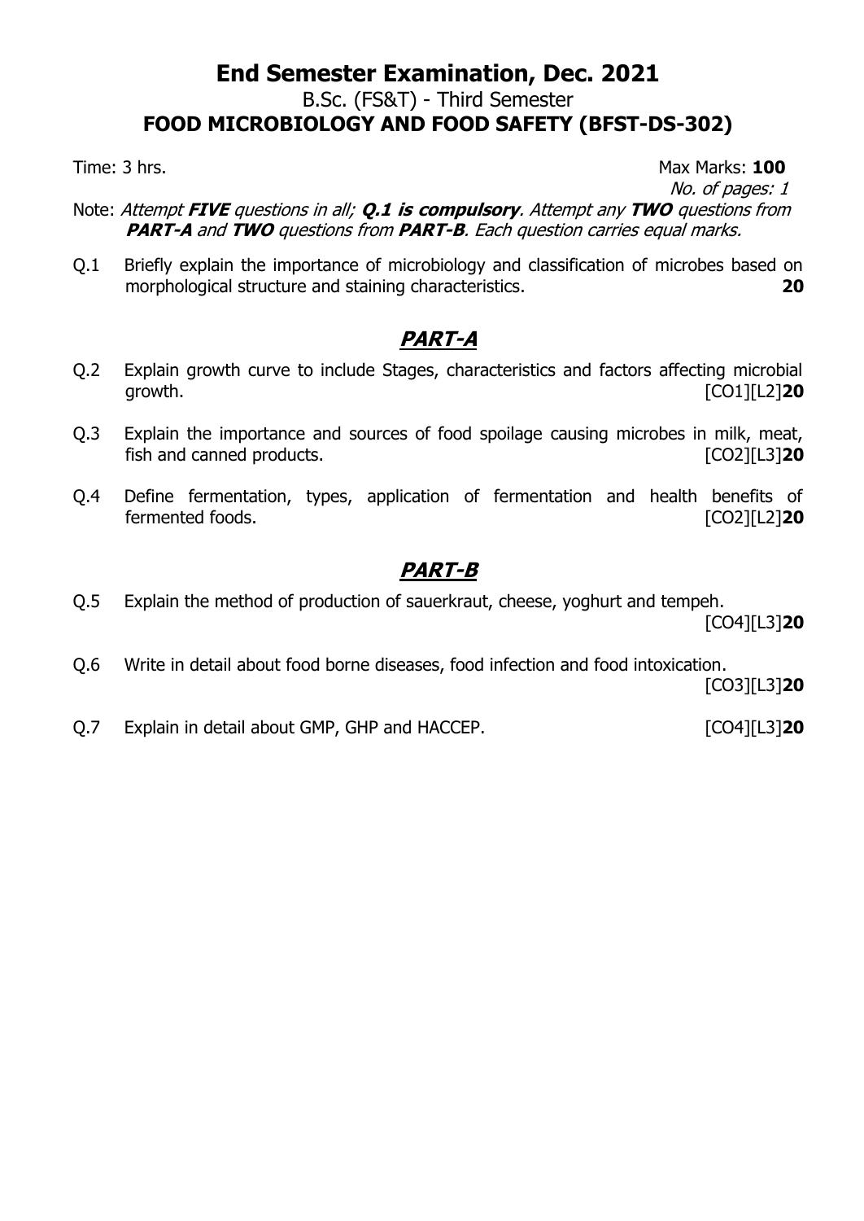# End Semester Examination, Dec. 2021

B.Sc. (FS&T) - Third Semester

**FOOD MICROBIOLOGY AND FOOD SAFETY (BFST-DS-302)**

Time: 3 hrs. Max Marks: **100**

*No. of pages: 1*

Note: *Attempt **FIVE** questions in all; **Q.1 is compulsory**. Attempt any **TWO** questions from **PART-A** and **TWO** questions from **PART-B**. Each question carries equal marks.*

Q.1 Briefly explain the importance of microbiology and classification of microbes based on morphological structure and staining characteristics. **20**

## PART-A

Q.2 Explain growth curve to include Stages, characteristics and factors affecting microbial growth. [CO1][L2]**20**

Q.3 Explain the importance and sources of food spoilage causing microbes in milk, meat, fish and canned products. [CO2][L3]**20**

Q.4 Define fermentation, types, application of fermentation and health benefits of fermented foods. [CO2][L2]**20**

## PART-B

Q.5 Explain the method of production of sauerkraut, cheese, yoghurt and tempeh. [CO4][L3]**20**

Q.6 Write in detail about food borne diseases, food infection and food intoxication. [CO3][L3]**20**

Q.7 Explain in detail about GMP, GHP and HACCEP. [CO4][L3]**20**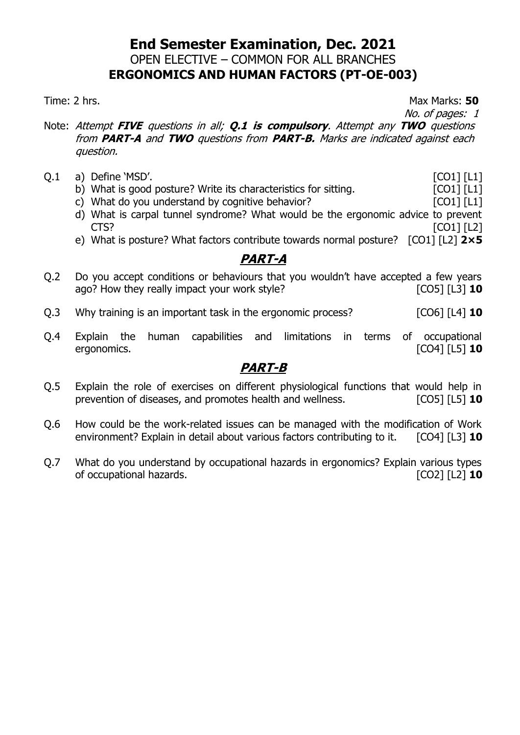# End Semester Examination, Dec. 2021

## OPEN ELECTIVE – COMMON FOR ALL BRANCHES

## ERGONOMICS AND HUMAN FACTORS (PT-OE-003)

Time: 2 hrs. Max Marks: **50**

*No. of pages: 1*

Note: *Attempt **FIVE** questions in all; **Q.1 is compulsory**. Attempt any **TWO** questions from **PART-A** and **TWO** questions from **PART-B.** Marks are indicated against each question.*

Q.1
- a) Define 'MSD'. [CO1] [L1]
- b) What is good posture? Write its characteristics for sitting. [CO1] [L1]
- c) What do you understand by cognitive behavior? [CO1] [L1]
- d) What is carpal tunnel syndrome? What would be the ergonomic advice to prevent CTS? [CO1] [L2]
- e) What is posture? What factors contribute towards normal posture? [CO1] [L2] **2×5**

## *PART-A*

Q.2 Do you accept conditions or behaviours that you wouldn't have accepted a few years ago? How they really impact your work style? [CO5] [L3] **10**

Q.3 Why training is an important task in the ergonomic process? [CO6] [L4] **10**

Q.4 Explain the human capabilities and limitations in terms of occupational ergonomics. [CO4] [L5] **10**

## *PART-B*

Q.5 Explain the role of exercises on different physiological functions that would help in prevention of diseases, and promotes health and wellness. [CO5] [L5] **10**

Q.6 How could be the work-related issues can be managed with the modification of Work environment? Explain in detail about various factors contributing to it. [CO4] [L3] **10**

Q.7 What do you understand by occupational hazards in ergonomics? Explain various types of occupational hazards. [CO2] [L2] **10**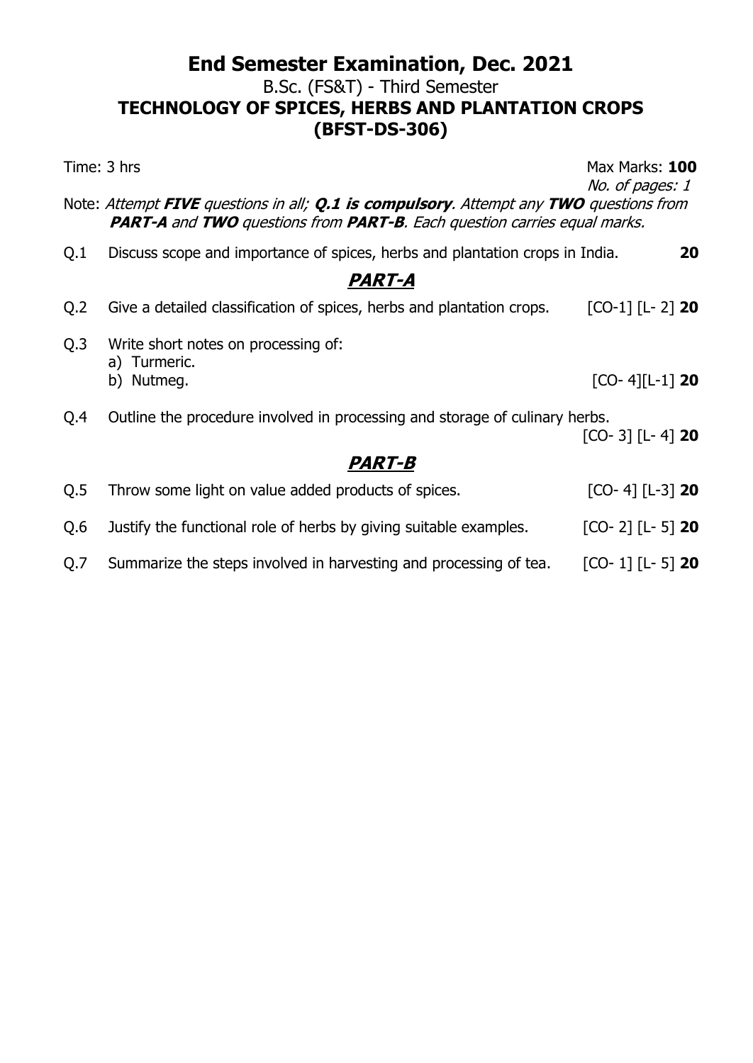# End Semester Examination, Dec. 2021

## B.Sc. (FS&T) - Third Semester

## TECHNOLOGY OF SPICES, HERBS AND PLANTATION CROPS (BFST-DS-306)

Time: 3 hrs Max Marks: **100**

*No. of pages: 1*

Note: *Attempt **FIVE** questions in all; **Q.1 is compulsory**. Attempt any **TWO** questions from **PART-A** and **TWO** questions from **PART-B**. Each question carries equal marks.*

Q.1 Discuss scope and importance of spices, herbs and plantation crops in India. **20**

## *PART-A*

Q.2 Give a detailed classification of spices, herbs and plantation crops. [CO-1] [L- 2] **20**

Q.3 Write short notes on processing of:
  a) Turmeric.
  b) Nutmeg. [CO- 4][L-1] **20**

Q.4 Outline the procedure involved in processing and storage of culinary herbs. [CO- 3] [L- 4] **20**

## *PART-B*

Q.5 Throw some light on value added products of spices. [CO- 4] [L-3] **20**

Q.6 Justify the functional role of herbs by giving suitable examples. [CO- 2] [L- 5] **20**

Q.7 Summarize the steps involved in harvesting and processing of tea. [CO- 1] [L- 5] **20**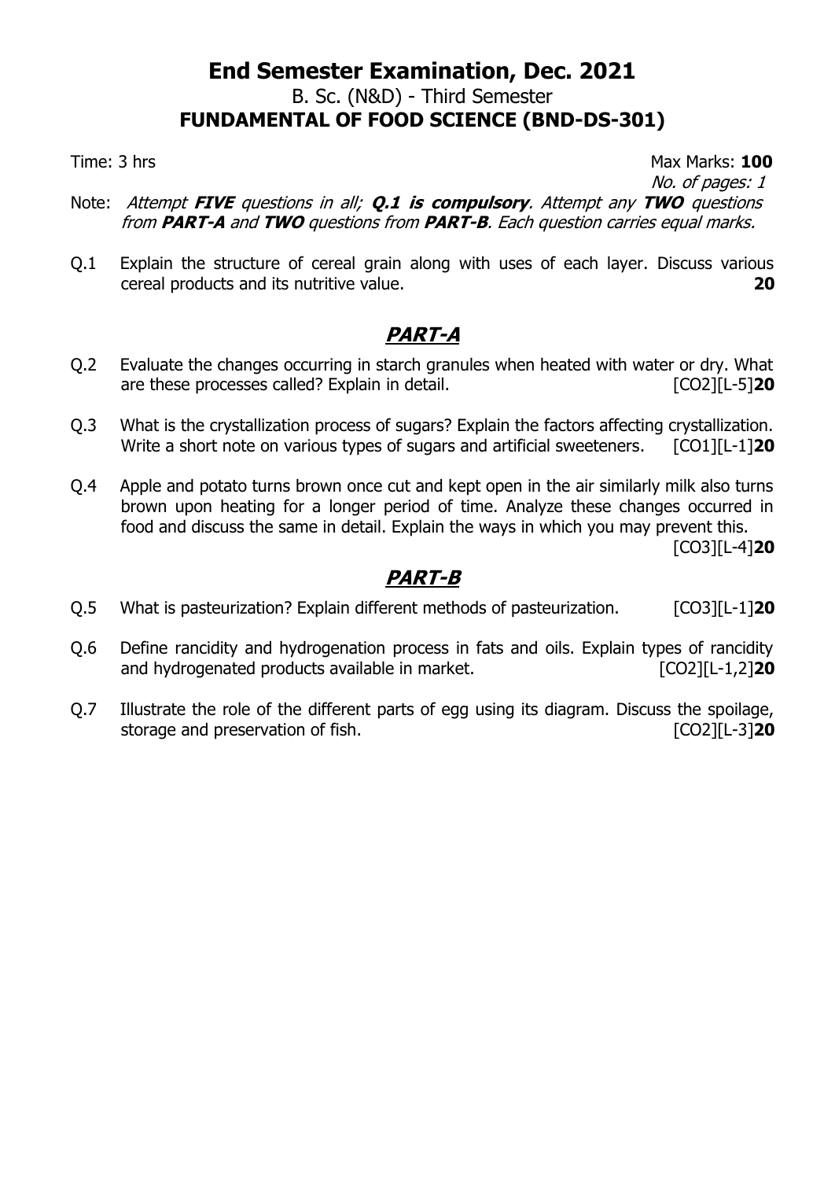# End Semester Examination, Dec. 2021

B. Sc. (N&D) - Third Semester

**FUNDAMENTAL OF FOOD SCIENCE (BND-DS-301)**

Time: 3 hrs | Max Marks: **100**

*No. of pages: 1*

Note: *Attempt **FIVE** questions in all; **Q.1 is compulsory**. Attempt any **TWO** questions from **PART-A** and **TWO** questions from **PART-B**. Each question carries equal marks.*

Q.1 Explain the structure of cereal grain along with uses of each layer. Discuss various cereal products and its nutritive value. **20**

## ***PART-A***

Q.2 Evaluate the changes occurring in starch granules when heated with water or dry. What are these processes called? Explain in detail. [CO2][L-5]**20**

Q.3 What is the crystallization process of sugars? Explain the factors affecting crystallization. Write a short note on various types of sugars and artificial sweeteners. [CO1][L-1]**20**

Q.4 Apple and potato turns brown once cut and kept open in the air similarly milk also turns brown upon heating for a longer period of time. Analyze these changes occurred in food and discuss the same in detail. Explain the ways in which you may prevent this. [CO3][L-4]**20**

## ***PART-B***

Q.5 What is pasteurization? Explain different methods of pasteurization. [CO3][L-1]**20**

Q.6 Define rancidity and hydrogenation process in fats and oils. Explain types of rancidity and hydrogenated products available in market. [CO2][L-1,2]**20**

Q.7 Illustrate the role of the different parts of egg using its diagram. Discuss the spoilage, storage and preservation of fish. [CO2][L-3]**20**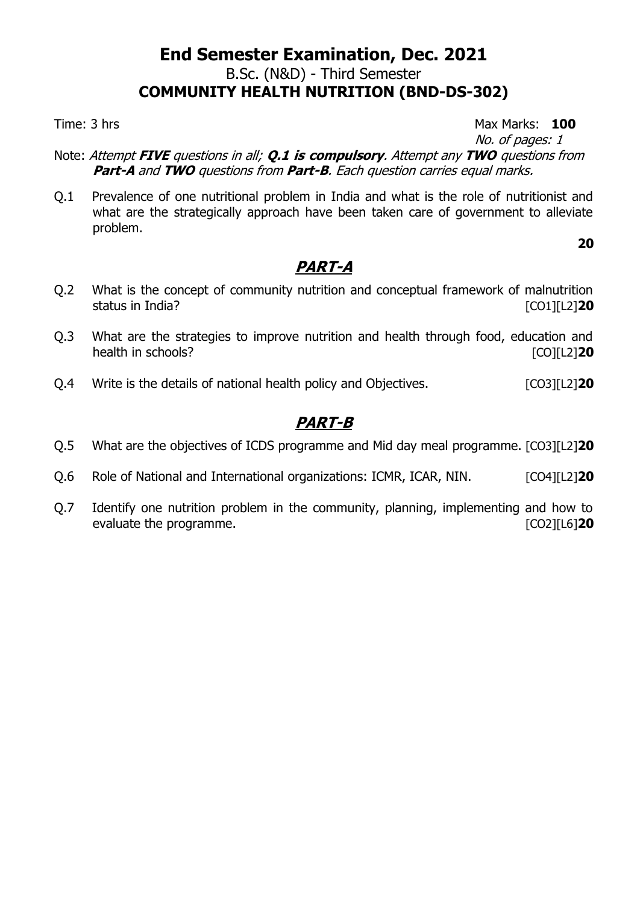# End Semester Examination, Dec. 2021

B.Sc. (N&D) - Third Semester

**COMMUNITY HEALTH NUTRITION (BND-DS-302)**

Time: 3 hrs Max Marks: **100**

*No. of pages: 1*

Note: *Attempt **FIVE** questions in all; **Q.1 is compulsory**. Attempt any **TWO** questions from **Part-A** and **TWO** questions from **Part-B**. Each question carries equal marks.*

Q.1 Prevalence of one nutritional problem in India and what is the role of nutritionist and what are the strategically approach have been taken care of government to alleviate problem. **20**

## PART-A

Q.2 What is the concept of community nutrition and conceptual framework of malnutrition status in India? [CO1][L2]**20**

Q.3 What are the strategies to improve nutrition and health through food, education and health in schools? [CO][L2]**20**

Q.4 Write is the details of national health policy and Objectives. [CO3][L2]**20**

## PART-B

Q.5 What are the objectives of ICDS programme and Mid day meal programme. [CO3][L2]**20**

Q.6 Role of National and International organizations: ICMR, ICAR, NIN. [CO4][L2]**20**

Q.7 Identify one nutrition problem in the community, planning, implementing and how to evaluate the programme. [CO2][L6]**20**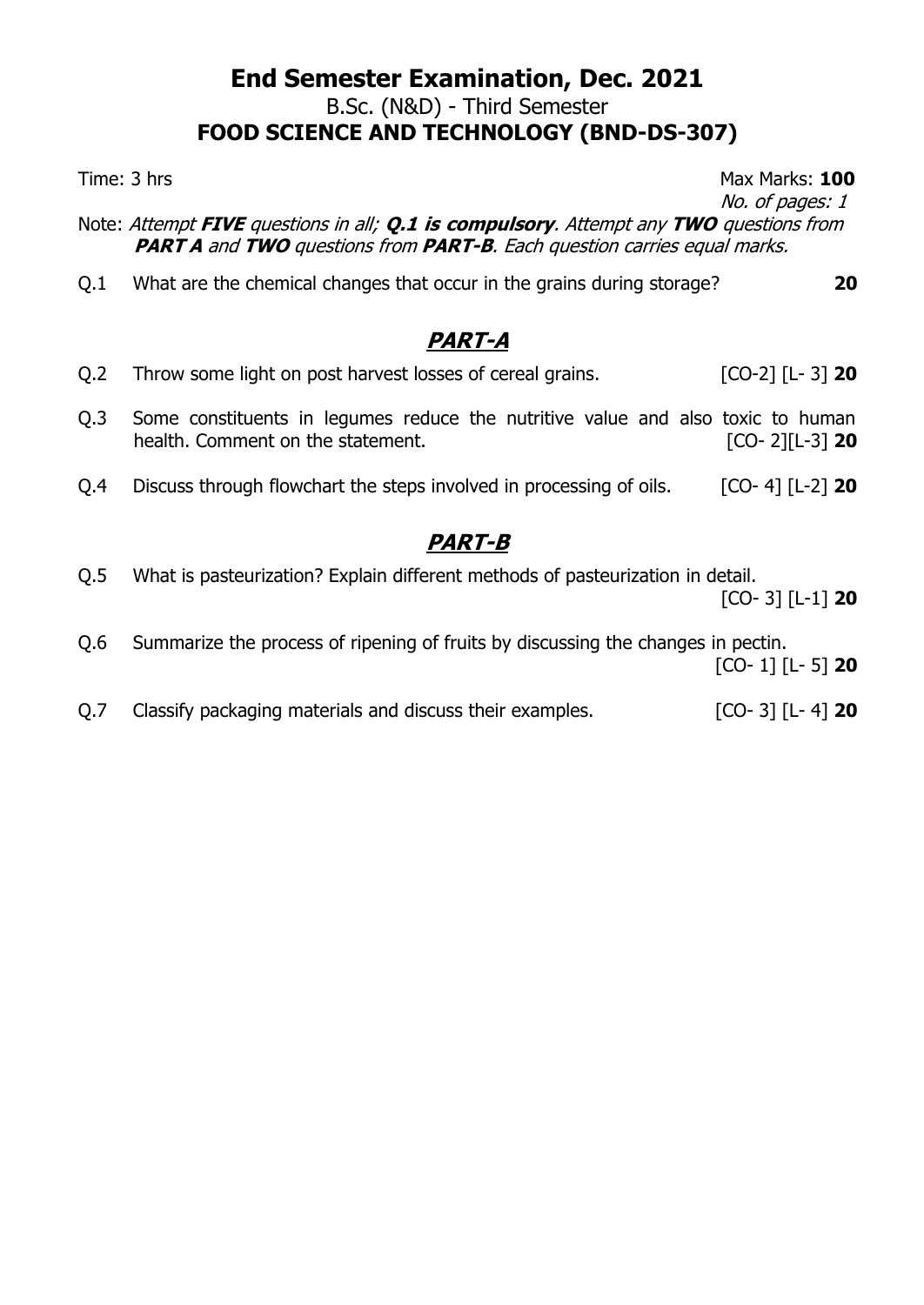# End Semester Examination, Dec. 2021

## B.Sc. (N&D) - Third Semester

## FOOD SCIENCE AND TECHNOLOGY (BND-DS-307)

Time: 3 hrs

Max Marks: **100**

*No. of pages: 1*

Note: *Attempt **FIVE** questions in all; **Q.1 is compulsory**. Attempt any **TWO** questions from **PART A** and **TWO** questions from **PART-B**. Each question carries equal marks.*

Q.1 What are the chemical changes that occur in the grains during storage? **20**

## *PART-A*

Q.2 Throw some light on post harvest losses of cereal grains. [CO-2] [L- 3] **20**

Q.3 Some constituents in legumes reduce the nutritive value and also toxic to human health. Comment on the statement. [CO- 2][L-3] **20**

Q.4 Discuss through flowchart the steps involved in processing of oils. [CO- 4] [L-2] **20**

## *PART-B*

Q.5 What is pasteurization? Explain different methods of pasteurization in detail. [CO- 3] [L-1] **20**

Q.6 Summarize the process of ripening of fruits by discussing the changes in pectin. [CO- 1] [L- 5] **20**

Q.7 Classify packaging materials and discuss their examples. [CO- 3] [L- 4] **20**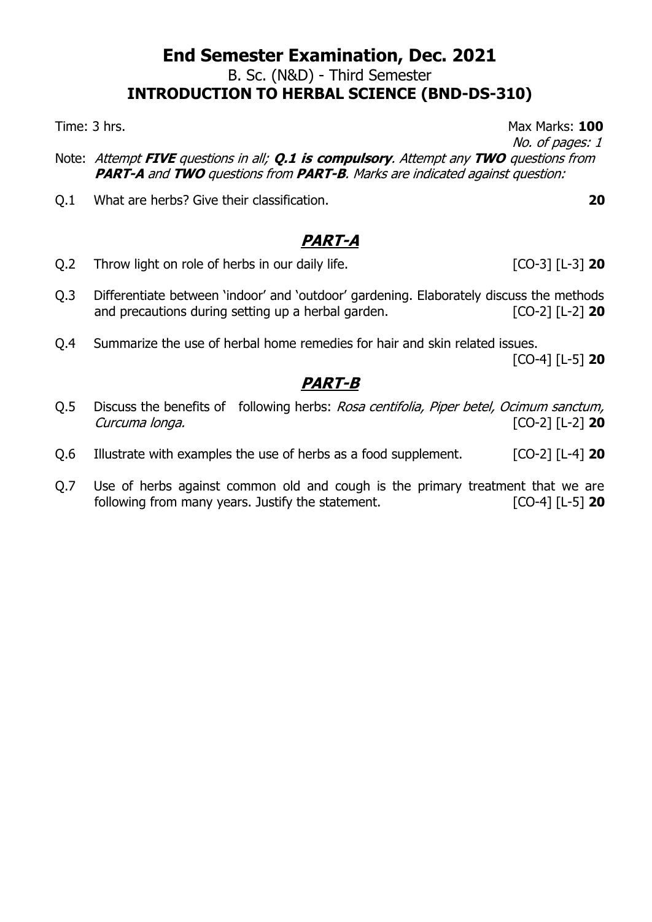# End Semester Examination, Dec. 2021

B. Sc. (N&D) - Third Semester

**INTRODUCTION TO HERBAL SCIENCE (BND-DS-310)**

Time: 3 hrs. Max Marks: **100**

*No. of pages: 1*

Note: *Attempt **FIVE** questions in all; **Q.1 is compulsory**. Attempt any **TWO** questions from **PART-A** and **TWO** questions from **PART-B**. Marks are indicated against question:*

Q.1 What are herbs? Give their classification. **20**

## *PART-A*

Q.2 Throw light on role of herbs in our daily life. [CO-3] [L-3] **20**

Q.3 Differentiate between 'indoor' and 'outdoor' gardening. Elaborately discuss the methods and precautions during setting up a herbal garden. [CO-2] [L-2] **20**

Q.4 Summarize the use of herbal home remedies for hair and skin related issues. [CO-4] [L-5] **20**

## *PART-B*

Q.5 Discuss the benefits of following herbs: *Rosa centifolia, Piper betel, Ocimum sanctum, Curcuma longa.* [CO-2] [L-2] **20**

Q.6 Illustrate with examples the use of herbs as a food supplement. [CO-2] [L-4] **20**

Q.7 Use of herbs against common old and cough is the primary treatment that we are following from many years. Justify the statement. [CO-4] [L-5] **20**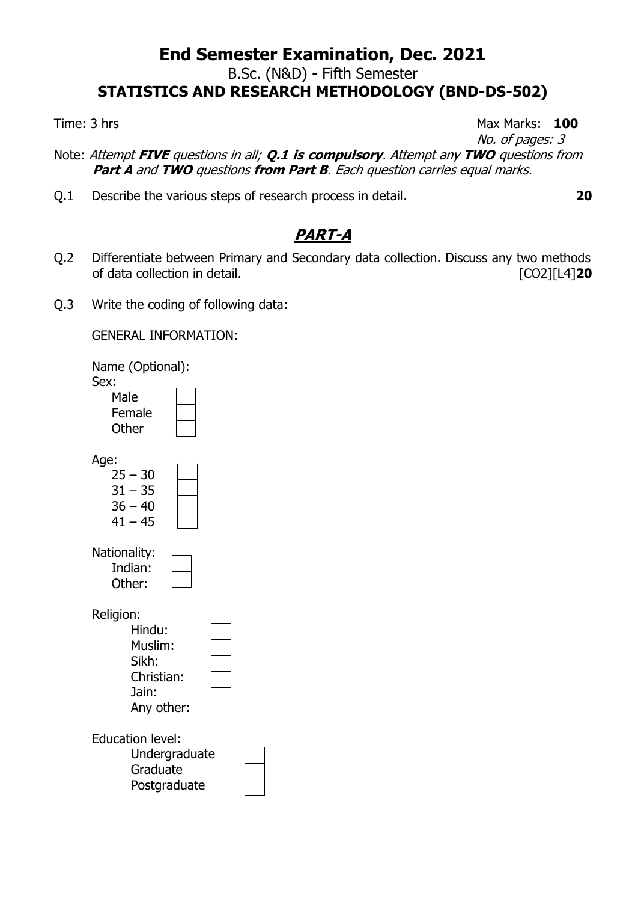# End Semester Examination, Dec. 2021

B.Sc. (N&D) - Fifth Semester

## STATISTICS AND RESEARCH METHODOLOGY (BND-DS-502)

Time: 3 hrs Max Marks: **100**

*No. of pages: 3*

Note: *Attempt* ***FIVE*** *questions in all;* ***Q.1 is compulsory****. Attempt any* ***TWO*** *questions from* ***Part A*** *and* ***TWO*** *questions* ***from Part B****. Each question carries equal marks.*

Q.1 Describe the various steps of research process in detail. **20**

## *PART-A*

Q.2 Differentiate between Primary and Secondary data collection. Discuss any two methods of data collection in detail. [CO2][L4]**20**

Q.3 Write the coding of following data:

GENERAL INFORMATION:

Name (Optional):

Sex:
- Male ☐
- Female ☐
- Other ☐

Age:
- 25 – 30 ☐
- 31 – 35 ☐
- 36 – 40 ☐
- 41 – 45 ☐

Nationality:
- Indian: ☐
- Other: ☐

Religion:
- Hindu: ☐
- Muslim: ☐
- Sikh: ☐
- Christian: ☐
- Jain: ☐
- Any other: ☐

Education level:
- Undergraduate ☐
- Graduate ☐
- Postgraduate ☐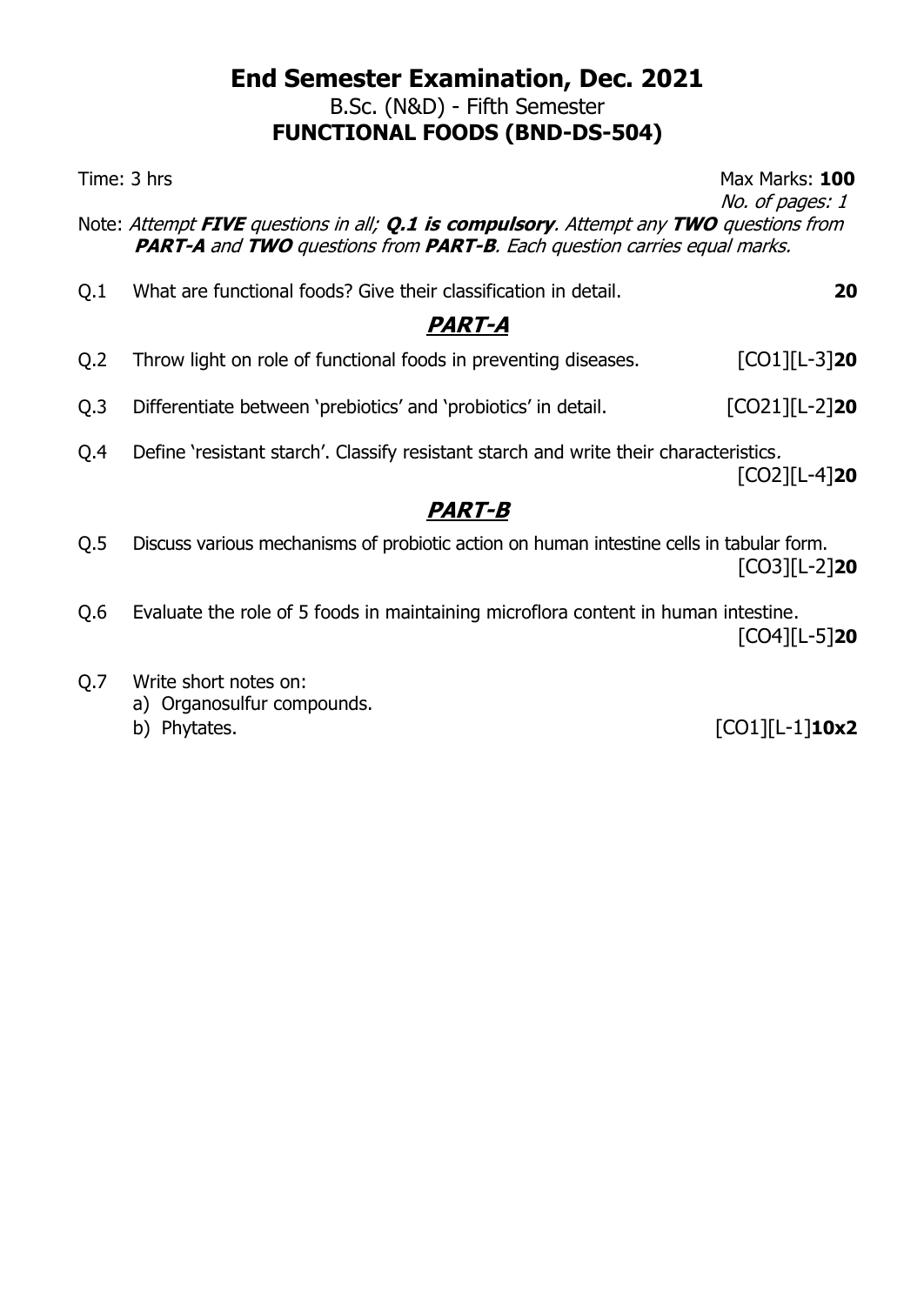# End Semester Examination, Dec. 2021

## B.Sc. (N&D) - Fifth Semester

## FUNCTIONAL FOODS (BND-DS-504)

Time: 3 hrs | Max Marks: **100**

*No. of pages: 1*

Note: *Attempt **FIVE** questions in all; **Q.1 is compulsory**. Attempt any **TWO** questions from **PART-A** and **TWO** questions from **PART-B**. Each question carries equal marks.*

Q.1 What are functional foods? Give their classification in detail. **20**

## *PART-A*

Q.2 Throw light on role of functional foods in preventing diseases. [CO1][L-3]**20**

Q.3 Differentiate between 'prebiotics' and 'probiotics' in detail. [CO21][L-2]**20**

Q.4 Define 'resistant starch'. Classify resistant starch and write their characteristics. [CO2][L-4]**20**

## *PART-B*

Q.5 Discuss various mechanisms of probiotic action on human intestine cells in tabular form. [CO3][L-2]**20**

Q.6 Evaluate the role of 5 foods in maintaining microflora content in human intestine. [CO4][L-5]**20**

Q.7 Write short notes on:

a) Organosulfur compounds.

b) Phytates. [CO1][L-1]**10x2**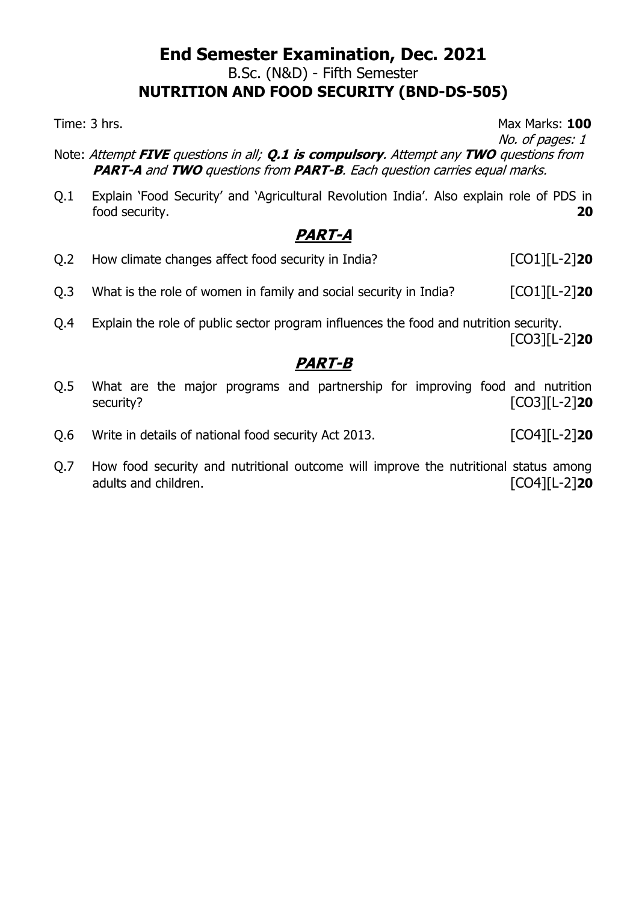# End Semester Examination, Dec. 2021

B.Sc. (N&D) - Fifth Semester

**NUTRITION AND FOOD SECURITY (BND-DS-505)**

Time: 3 hrs. Max Marks: **100**

*No. of pages: 1*

Note: *Attempt **FIVE** questions in all; **Q.1 is compulsory**. Attempt any **TWO** questions from **PART-A** and **TWO** questions from **PART-B**. Each question carries equal marks.*

Q.1 Explain 'Food Security' and 'Agricultural Revolution India'. Also explain role of PDS in food security. **20**

## *PART-A*

Q.2 How climate changes affect food security in India? [CO1][L-2]**20**

Q.3 What is the role of women in family and social security in India? [CO1][L-2]**20**

Q.4 Explain the role of public sector program influences the food and nutrition security. [CO3][L-2]**20**

## *PART-B*

Q.5 What are the major programs and partnership for improving food and nutrition security? [CO3][L-2]**20**

Q.6 Write in details of national food security Act 2013. [CO4][L-2]**20**

Q.7 How food security and nutritional outcome will improve the nutritional status among adults and children. [CO4][L-2]**20**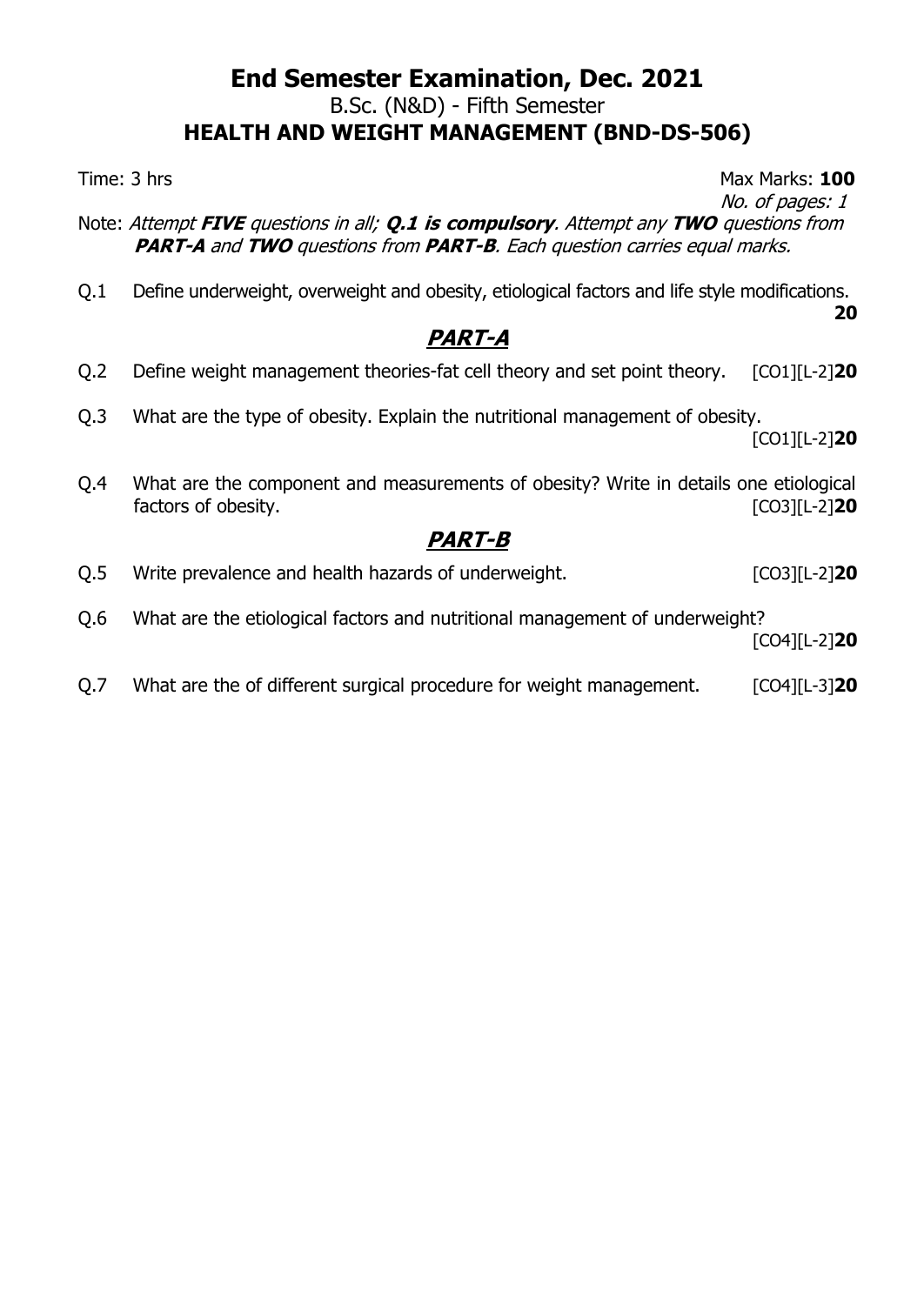# End Semester Examination, Dec. 2021

B.Sc. (N&D) - Fifth Semester

**HEALTH AND WEIGHT MANAGEMENT (BND-DS-506)**

Time: 3 hrs — Max Marks: **100**

*No. of pages: 1*

Note: *Attempt **FIVE** questions in all; **Q.1 is compulsory**. Attempt any **TWO** questions from **PART-A** and **TWO** questions from **PART-B**. Each question carries equal marks.*

Q.1 Define underweight, overweight and obesity, etiological factors and life style modifications. **20**

## *PART-A*

Q.2 Define weight management theories-fat cell theory and set point theory. [CO1][L-2]**20**

Q.3 What are the type of obesity. Explain the nutritional management of obesity. [CO1][L-2]**20**

Q.4 What are the component and measurements of obesity? Write in details one etiological factors of obesity. [CO3][L-2]**20**

## *PART-B*

Q.5 Write prevalence and health hazards of underweight. [CO3][L-2]**20**

Q.6 What are the etiological factors and nutritional management of underweight? [CO4][L-2]**20**

Q.7 What are the of different surgical procedure for weight management. [CO4][L-3]**20**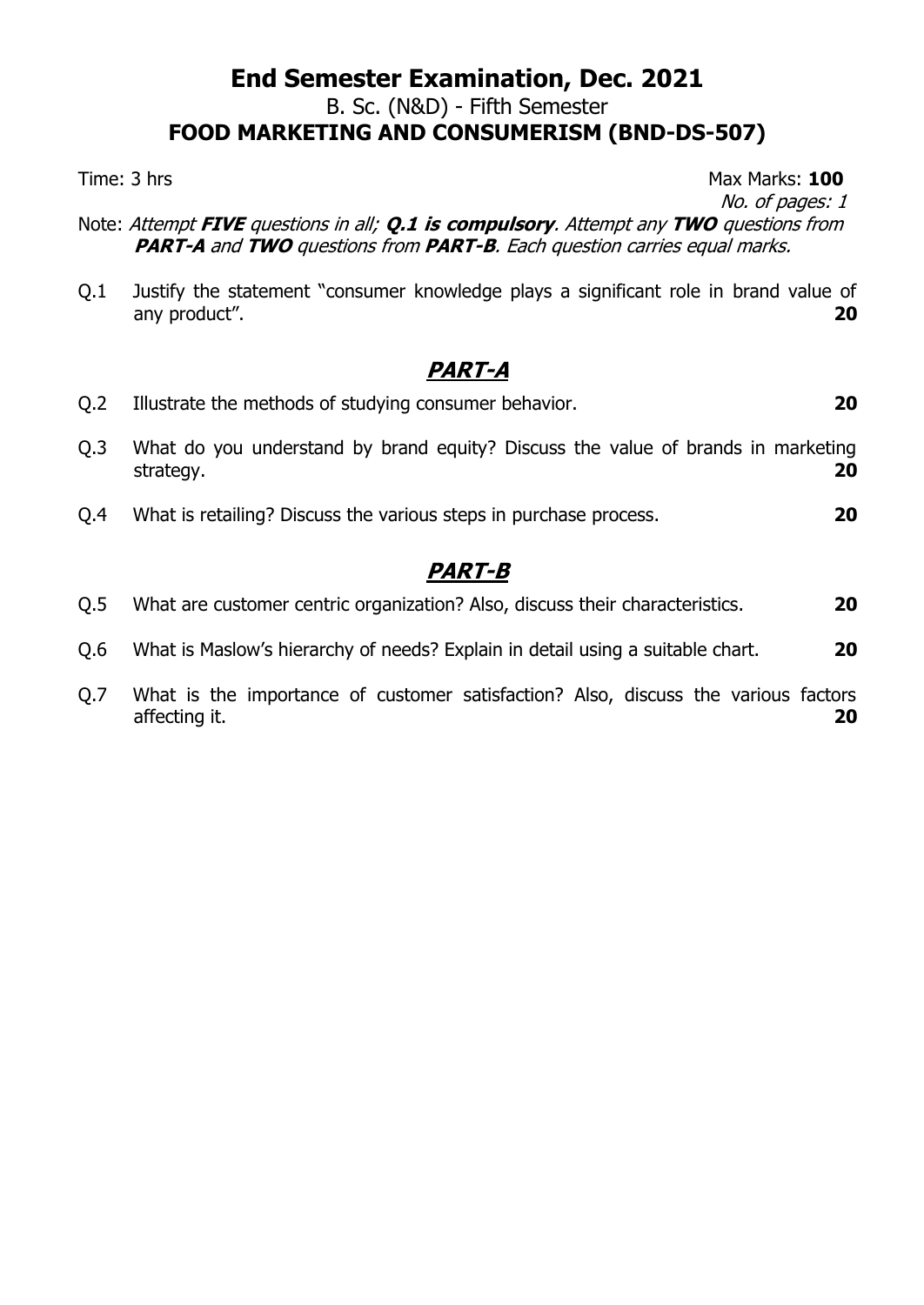# End Semester Examination, Dec. 2021

B. Sc. (N&D) - Fifth Semester

**FOOD MARKETING AND CONSUMERISM (BND-DS-507)**

Time: 3 hrs Max Marks: **100**

*No. of pages: 1*

Note: *Attempt **FIVE** questions in all; **Q.1 is compulsory**. Attempt any **TWO** questions from **PART-A** and **TWO** questions from **PART-B**. Each question carries equal marks.*

Q.1 Justify the statement "consumer knowledge plays a significant role in brand value of any product". **20**

## PART-A

Q.2 Illustrate the methods of studying consumer behavior. **20**

Q.3 What do you understand by brand equity? Discuss the value of brands in marketing strategy. **20**

Q.4 What is retailing? Discuss the various steps in purchase process. **20**

## PART-B

Q.5 What are customer centric organization? Also, discuss their characteristics. **20**

Q.6 What is Maslow's hierarchy of needs? Explain in detail using a suitable chart. **20**

Q.7 What is the importance of customer satisfaction? Also, discuss the various factors affecting it. **20**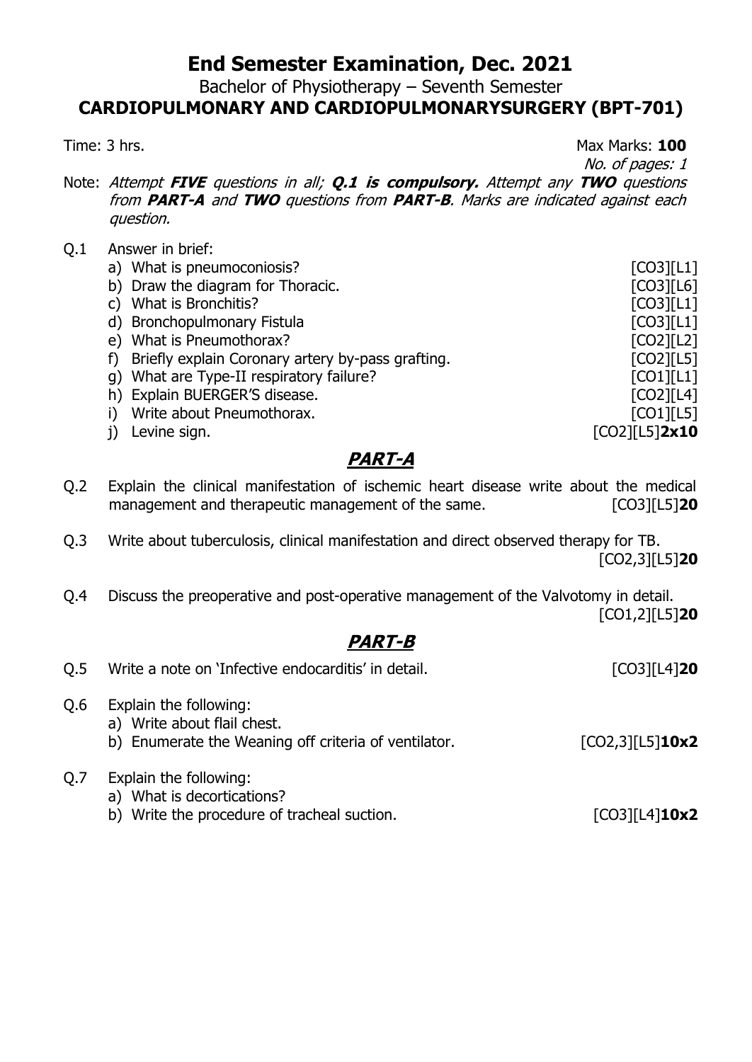# End Semester Examination, Dec. 2021

Bachelor of Physiotherapy – Seventh Semester

**CARDIOPULMONARY AND CARDIOPULMONARYSURGERY (BPT-701)**

Time: 3 hrs. Max Marks: **100**

*No. of pages: 1*

Note: *Attempt **FIVE** questions in all; **Q.1 is compulsory.** Attempt any **TWO** questions from **PART-A** and **TWO** questions from **PART-B**. Marks are indicated against each question.*

Q.1 Answer in brief:

a) What is pneumoconiosis? [CO3][L1]
b) Draw the diagram for Thoracic. [CO3][L6]
c) What is Bronchitis? [CO3][L1]
d) Bronchopulmonary Fistula [CO3][L1]
e) What is Pneumothorax? [CO2][L2]
f) Briefly explain Coronary artery by-pass grafting. [CO2][L5]
g) What are Type-II respiratory failure? [CO1][L1]
h) Explain BUERGER'S disease. [CO2][L4]
i) Write about Pneumothorax. [CO1][L5]
j) Levine sign. [CO2][L5]**2x10**

## PART-A

Q.2 Explain the clinical manifestation of ischemic heart disease write about the medical management and therapeutic management of the same. [CO3][L5]**20**

Q.3 Write about tuberculosis, clinical manifestation and direct observed therapy for TB. [CO2,3][L5]**20**

Q.4 Discuss the preoperative and post-operative management of the Valvotomy in detail. [CO1,2][L5]**20**

## PART-B

Q.5 Write a note on 'Infective endocarditis' in detail. [CO3][L4]**20**

Q.6 Explain the following:

a) Write about flail chest.
b) Enumerate the Weaning off criteria of ventilator. [CO2,3][L5]**10x2**

Q.7 Explain the following:

a) What is decortications?
b) Write the procedure of tracheal suction. [CO3][L4]**10x2**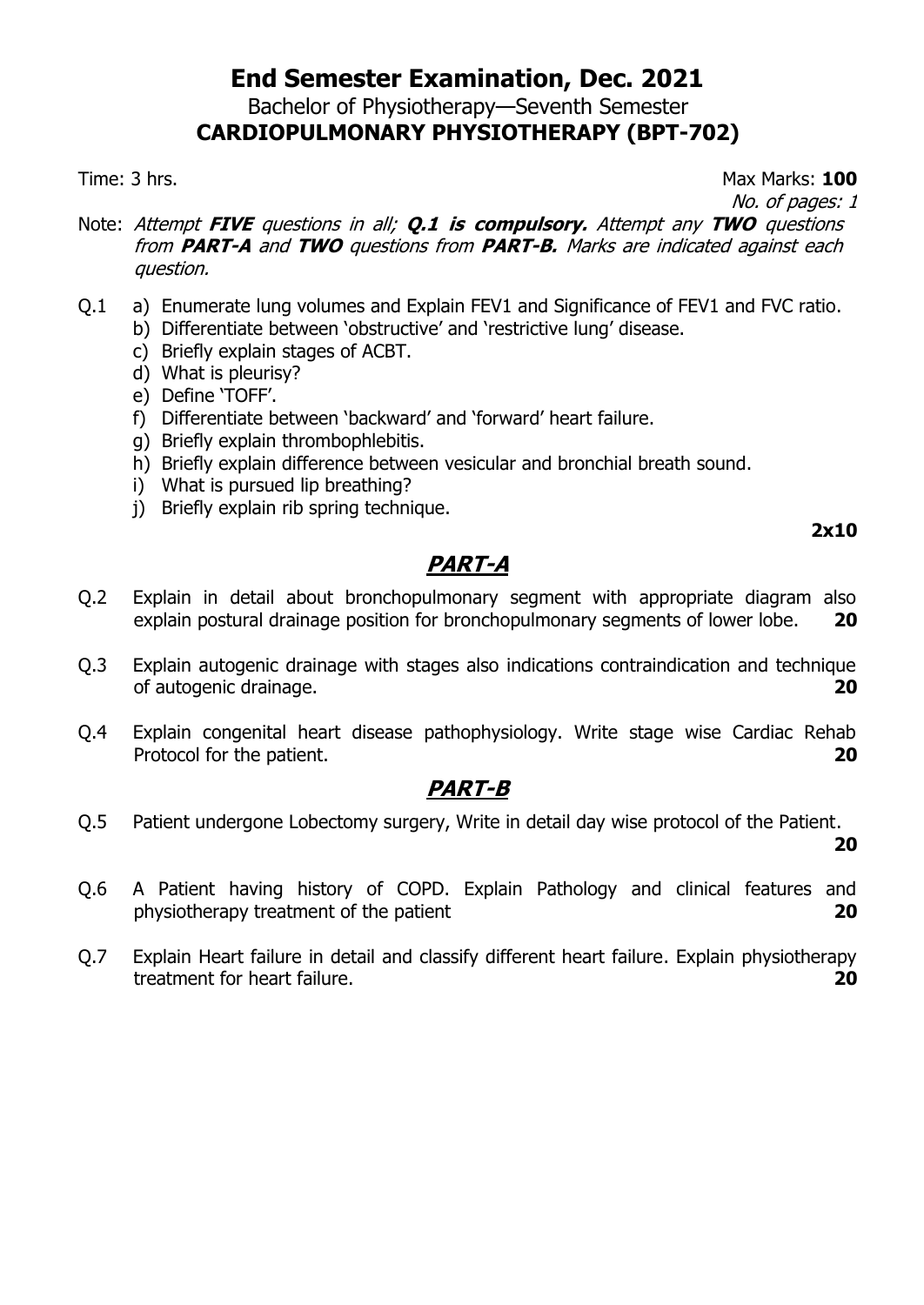# End Semester Examination, Dec. 2021

Bachelor of Physiotherapy—Seventh Semester

**CARDIOPULMONARY PHYSIOTHERAPY (BPT-702)**

Time: 3 hrs. Max Marks: **100**

*No. of pages: 1*

Note: *Attempt **FIVE** questions in all; **Q.1 is compulsory.** Attempt any **TWO** questions from **PART-A** and **TWO** questions from **PART-B.** Marks are indicated against each question.*

Q.1
- a) Enumerate lung volumes and Explain FEV1 and Significance of FEV1 and FVC ratio.
- b) Differentiate between 'obstructive' and 'restrictive lung' disease.
- c) Briefly explain stages of ACBT.
- d) What is pleurisy?
- e) Define 'TOFF'.
- f) Differentiate between 'backward' and 'forward' heart failure.
- g) Briefly explain thrombophlebitis.
- h) Briefly explain difference between vesicular and bronchial breath sound.
- i) What is pursued lip breathing?
- j) Briefly explain rib spring technique.

**2x10**

## *PART-A*

Q.2 Explain in detail about bronchopulmonary segment with appropriate diagram also explain postural drainage position for bronchopulmonary segments of lower lobe. **20**

Q.3 Explain autogenic drainage with stages also indications contraindication and technique of autogenic drainage. **20**

Q.4 Explain congenital heart disease pathophysiology. Write stage wise Cardiac Rehab Protocol for the patient. **20**

## *PART-B*

Q.5 Patient undergone Lobectomy surgery, Write in detail day wise protocol of the Patient. **20**

Q.6 A Patient having history of COPD. Explain Pathology and clinical features and physiotherapy treatment of the patient **20**

Q.7 Explain Heart failure in detail and classify different heart failure. Explain physiotherapy treatment for heart failure. **20**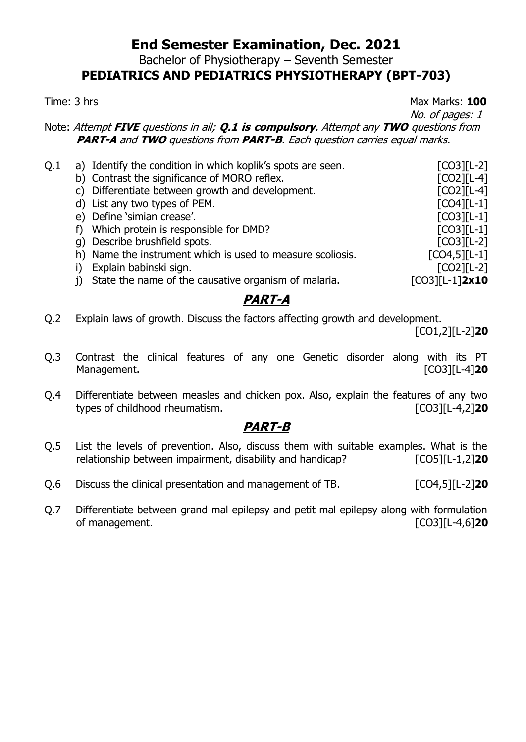# End Semester Examination, Dec. 2021

## Bachelor of Physiotherapy – Seventh Semester

## PEDIATRICS AND PEDIATRICS PHYSIOTHERAPY (BPT-703)

Time: 3 hrs — Max Marks: **100**

*No. of pages: 1*

Note: *Attempt **FIVE** questions in all; **Q.1 is compulsory**. Attempt any **TWO** questions from **PART-A** and **TWO** questions from **PART-B**. Each question carries equal marks.*

Q.1
- a) Identify the condition in which koplik's spots are seen. [CO3][L-2]
- b) Contrast the significance of MORO reflex. [CO2][L-4]
- c) Differentiate between growth and development. [CO2][L-4]
- d) List any two types of PEM. [CO4][L-1]
- e) Define 'simian crease'. [CO3][L-1]
- f) Which protein is responsible for DMD? [CO3][L-1]
- g) Describe brushfield spots. [CO3][L-2]
- h) Name the instrument which is used to measure scoliosis. [CO4,5][L-1]
- i) Explain babinski sign. [CO2][L-2]
- j) State the name of the causative organism of malaria. [CO3][L-1]**2x10**

## *PART-A*

Q.2 Explain laws of growth. Discuss the factors affecting growth and development. [CO1,2][L-2]**20**

Q.3 Contrast the clinical features of any one Genetic disorder along with its PT Management. [CO3][L-4]**20**

Q.4 Differentiate between measles and chicken pox. Also, explain the features of any two types of childhood rheumatism. [CO3][L-4,2]**20**

## *PART-B*

Q.5 List the levels of prevention. Also, discuss them with suitable examples. What is the relationship between impairment, disability and handicap? [CO5][L-1,2]**20**

Q.6 Discuss the clinical presentation and management of TB. [CO4,5][L-2]**20**

Q.7 Differentiate between grand mal epilepsy and petit mal epilepsy along with formulation of management. [CO3][L-4,6]**20**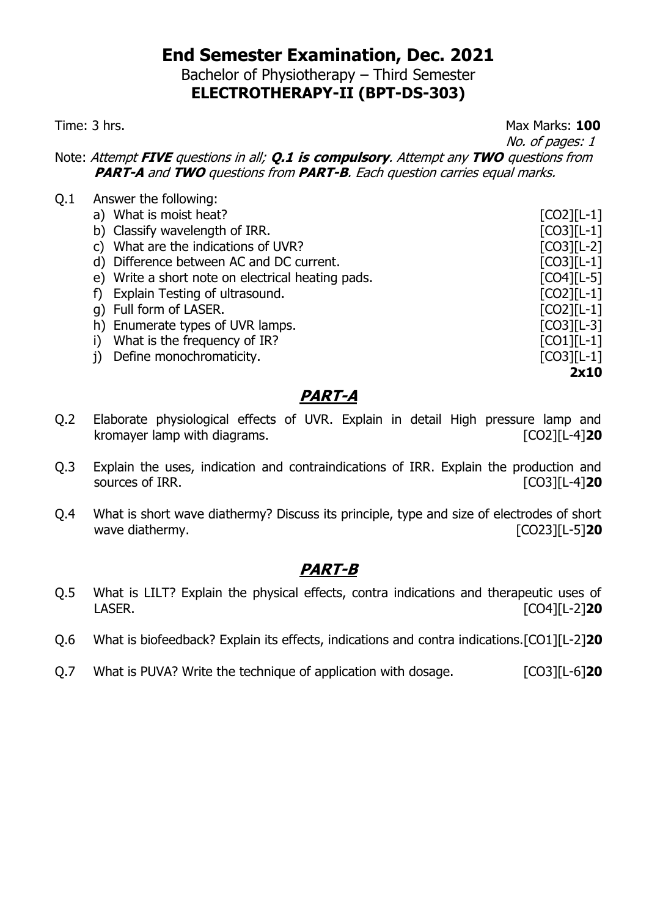# End Semester Examination, Dec. 2021

Bachelor of Physiotherapy – Third Semester

**ELECTROTHERAPY-II (BPT-DS-303)**

Time: 3 hrs. Max Marks: **100**

*No. of pages: 1*

Note: *Attempt **FIVE** questions in all; **Q.1 is compulsory**. Attempt any **TWO** questions from **PART-A** and **TWO** questions from **PART-B**. Each question carries equal marks.*

Q.1 Answer the following:

a) What is moist heat? [CO2][L-1]

b) Classify wavelength of IRR. [CO3][L-1]

c) What are the indications of UVR? [CO3][L-2]

d) Difference between AC and DC current. [CO3][L-1]

e) Write a short note on electrical heating pads. [CO4][L-5]

f) Explain Testing of ultrasound. [CO2][L-1]

g) Full form of LASER. [CO2][L-1]

h) Enumerate types of UVR lamps. [CO3][L-3]

i) What is the frequency of IR? [CO1][L-1]

j) Define monochromaticity. [CO3][L-1]

**2x10**

## ***PART-A***

Q.2 Elaborate physiological effects of UVR. Explain in detail High pressure lamp and kromayer lamp with diagrams. [CO2][L-4]**20**

Q.3 Explain the uses, indication and contraindications of IRR. Explain the production and sources of IRR. [CO3][L-4]**20**

Q.4 What is short wave diathermy? Discuss its principle, type and size of electrodes of short wave diathermy. [CO23][L-5]**20**

## ***PART-B***

Q.5 What is LILT? Explain the physical effects, contra indications and therapeutic uses of LASER. [CO4][L-2]**20**

Q.6 What is biofeedback? Explain its effects, indications and contra indications.[CO1][L-2]**20**

Q.7 What is PUVA? Write the technique of application with dosage. [CO3][L-6]**20**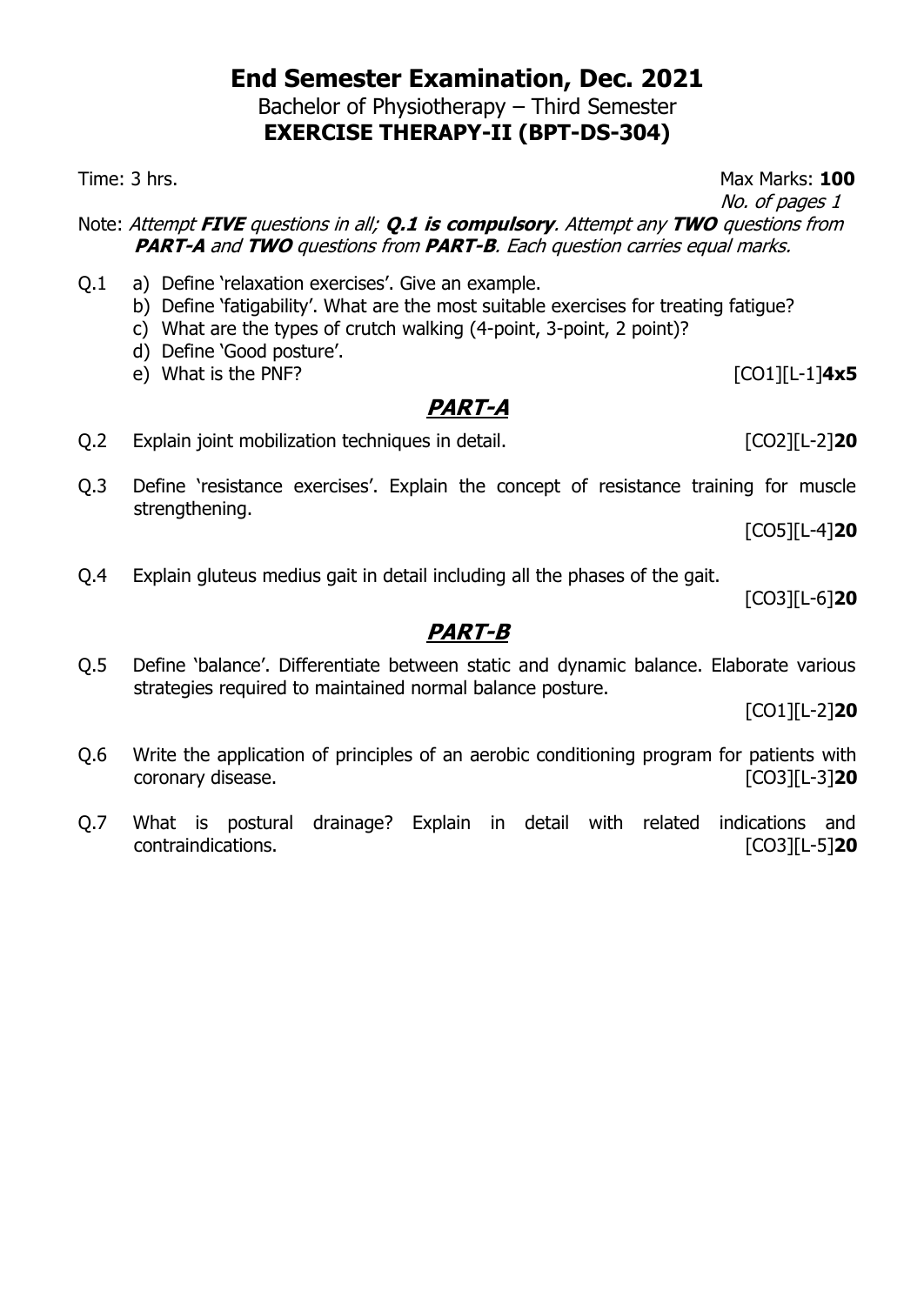# End Semester Examination, Dec. 2021

Bachelor of Physiotherapy – Third Semester

**EXERCISE THERAPY-II (BPT-DS-304)**

Time: 3 hrs. Max Marks: **100**

*No. of pages 1*

Note: *Attempt **FIVE** questions in all; **Q.1 is compulsory**. Attempt any **TWO** questions from **PART-A** and **TWO** questions from **PART-B**. Each question carries equal marks.*

Q.1
a) Define 'relaxation exercises'. Give an example.
b) Define 'fatigability'. What are the most suitable exercises for treating fatigue?
c) What are the types of crutch walking (4-point, 3-point, 2 point)?
d) Define 'Good posture'.
e) What is the PNF? [CO1][L-1]**4x5**

## *PART-A*

Q.2 Explain joint mobilization techniques in detail. [CO2][L-2]**20**

Q.3 Define 'resistance exercises'. Explain the concept of resistance training for muscle strengthening. [CO5][L-4]**20**

Q.4 Explain gluteus medius gait in detail including all the phases of the gait. [CO3][L-6]**20**

## *PART-B*

Q.5 Define 'balance'. Differentiate between static and dynamic balance. Elaborate various strategies required to maintained normal balance posture. [CO1][L-2]**20**

Q.6 Write the application of principles of an aerobic conditioning program for patients with coronary disease. [CO3][L-3]**20**

Q.7 What is postural drainage? Explain in detail with related indications and contraindications. [CO3][L-5]**20**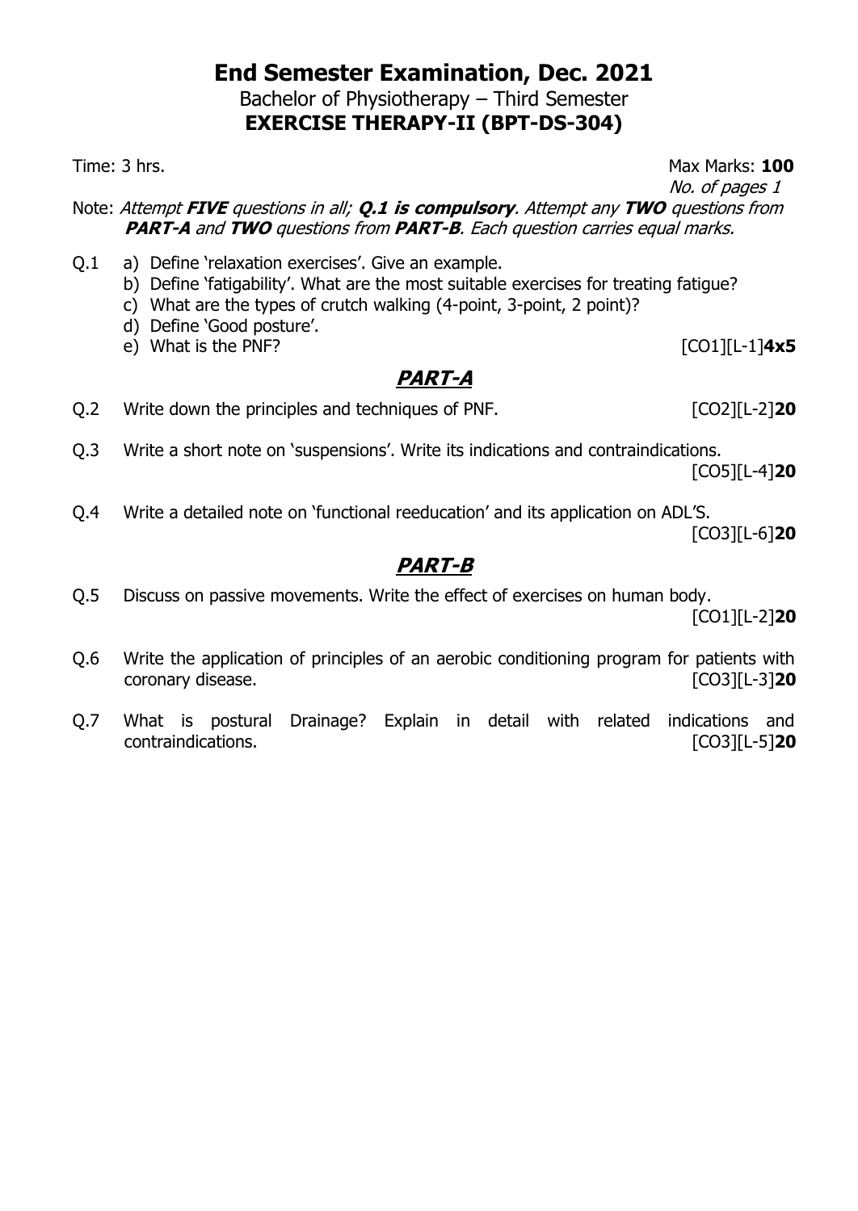# End Semester Examination, Dec. 2021

Bachelor of Physiotherapy – Third Semester

**EXERCISE THERAPY-II (BPT-DS-304)**

Time: 3 hrs. Max Marks: **100**

*No. of pages 1*

Note: *Attempt **FIVE** questions in all; **Q.1 is compulsory**. Attempt any **TWO** questions from **PART-A** and **TWO** questions from **PART-B**. Each question carries equal marks.*

Q.1
- a) Define 'relaxation exercises'. Give an example.
- b) Define 'fatigability'. What are the most suitable exercises for treating fatigue?
- c) What are the types of crutch walking (4-point, 3-point, 2 point)?
- d) Define 'Good posture'.
- e) What is the PNF? [CO1][L-1]**4x5**

## PART-A

Q.2 Write down the principles and techniques of PNF. [CO2][L-2]**20**

Q.3 Write a short note on 'suspensions'. Write its indications and contraindications. [CO5][L-4]**20**

Q.4 Write a detailed note on 'functional reeducation' and its application on ADL'S. [CO3][L-6]**20**

## PART-B

Q.5 Discuss on passive movements. Write the effect of exercises on human body. [CO1][L-2]**20**

Q.6 Write the application of principles of an aerobic conditioning program for patients with coronary disease. [CO3][L-3]**20**

Q.7 What is postural Drainage? Explain in detail with related indications and contraindications. [CO3][L-5]**20**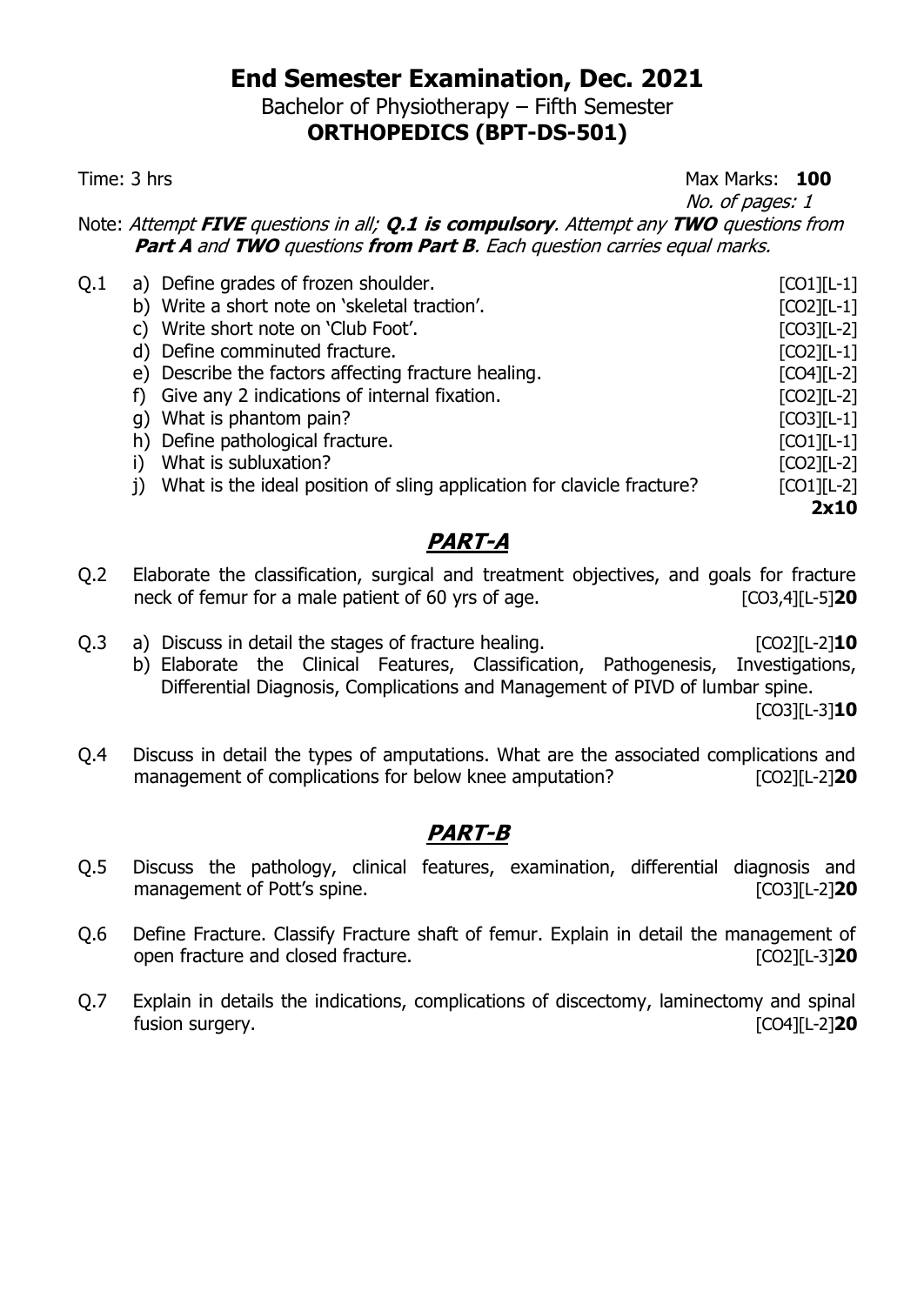# End Semester Examination, Dec. 2021

Bachelor of Physiotherapy – Fifth Semester

**ORTHOPEDICS (BPT-DS-501)**

Time: 3 hrs Max Marks: **100**

*No. of pages: 1*

Note: *Attempt* ***FIVE*** *questions in all;* ***Q.1 is compulsory****. Attempt any* ***TWO*** *questions from* ***Part A*** *and* ***TWO*** *questions* ***from Part B****. Each question carries equal marks.*

Q.1
- a) Define grades of frozen shoulder. [CO1][L-1]
- b) Write a short note on 'skeletal traction'. [CO2][L-1]
- c) Write short note on 'Club Foot'. [CO3][L-2]
- d) Define comminuted fracture. [CO2][L-1]
- e) Describe the factors affecting fracture healing. [CO4][L-2]
- f) Give any 2 indications of internal fixation. [CO2][L-2]
- g) What is phantom pain? [CO3][L-1]
- h) Define pathological fracture. [CO1][L-1]
- i) What is subluxation? [CO2][L-2]
- j) What is the ideal position of sling application for clavicle fracture? [CO1][L-2]

**2x10**

## PART-A

Q.2 Elaborate the classification, surgical and treatment objectives, and goals for fracture neck of femur for a male patient of 60 yrs of age. [CO3,4][L-5]**20**

Q.3
- a) Discuss in detail the stages of fracture healing. [CO2][L-2]**10**
- b) Elaborate the Clinical Features, Classification, Pathogenesis, Investigations, Differential Diagnosis, Complications and Management of PIVD of lumbar spine. [CO3][L-3]**10**

Q.4 Discuss in detail the types of amputations. What are the associated complications and management of complications for below knee amputation? [CO2][L-2]**20**

## PART-B

Q.5 Discuss the pathology, clinical features, examination, differential diagnosis and management of Pott's spine. [CO3][L-2]**20**

Q.6 Define Fracture. Classify Fracture shaft of femur. Explain in detail the management of open fracture and closed fracture. [CO2][L-3]**20**

Q.7 Explain in details the indications, complications of discectomy, laminectomy and spinal fusion surgery. [CO4][L-2]**20**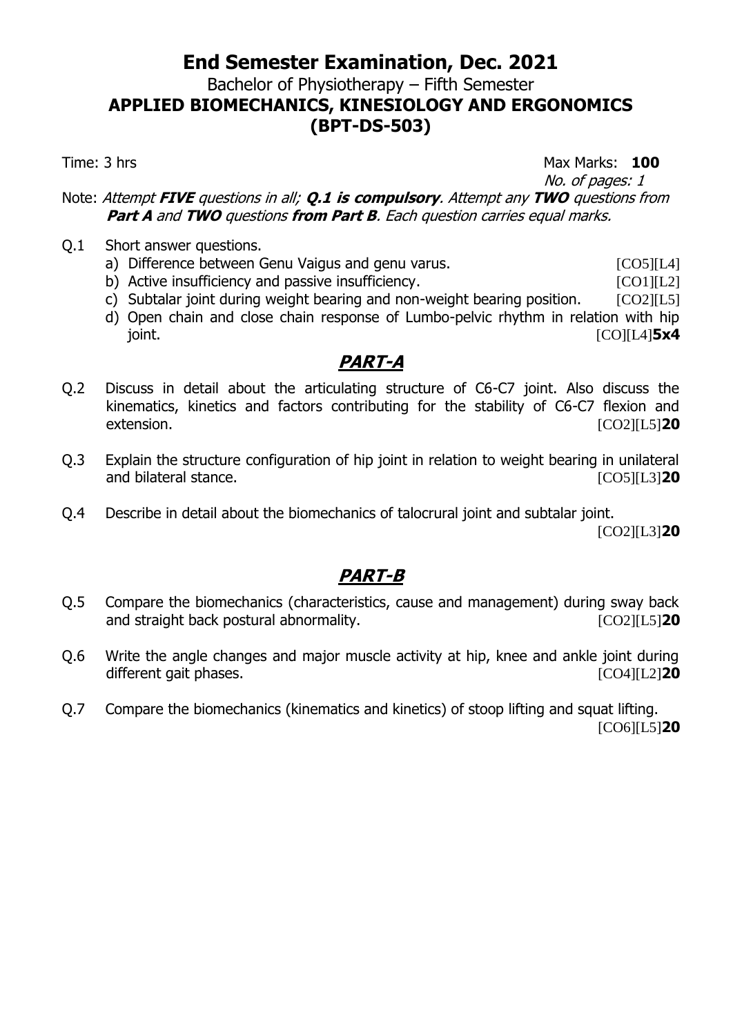# End Semester Examination, Dec. 2021

## Bachelor of Physiotherapy – Fifth Semester

## APPLIED BIOMECHANICS, KINESIOLOGY AND ERGONOMICS (BPT-DS-503)

Time: 3 hrs Max Marks: **100**

*No. of pages: 1*

Note: *Attempt **FIVE** questions in all; **Q.1 is compulsory**. Attempt any **TWO** questions from **Part A** and **TWO** questions **from Part B**. Each question carries equal marks.*

Q.1 Short answer questions.

a) Difference between Genu Vaigus and genu varus. [CO5][L4]

b) Active insufficiency and passive insufficiency. [CO1][L2]

c) Subtalar joint during weight bearing and non-weight bearing position. [CO2][L5]

d) Open chain and close chain response of Lumbo-pelvic rhythm in relation with hip joint. [CO][L4]**5x4**

## *PART-A*

Q.2 Discuss in detail about the articulating structure of C6-C7 joint. Also discuss the kinematics, kinetics and factors contributing for the stability of C6-C7 flexion and extension. [CO2][L5]**20**

Q.3 Explain the structure configuration of hip joint in relation to weight bearing in unilateral and bilateral stance. [CO5][L3]**20**

Q.4 Describe in detail about the biomechanics of talocrural joint and subtalar joint. [CO2][L3]**20**

## *PART-B*

Q.5 Compare the biomechanics (characteristics, cause and management) during sway back and straight back postural abnormality. [CO2][L5]**20**

Q.6 Write the angle changes and major muscle activity at hip, knee and ankle joint during different gait phases. [CO4][L2]**20**

Q.7 Compare the biomechanics (kinematics and kinetics) of stoop lifting and squat lifting. [CO6][L5]**20**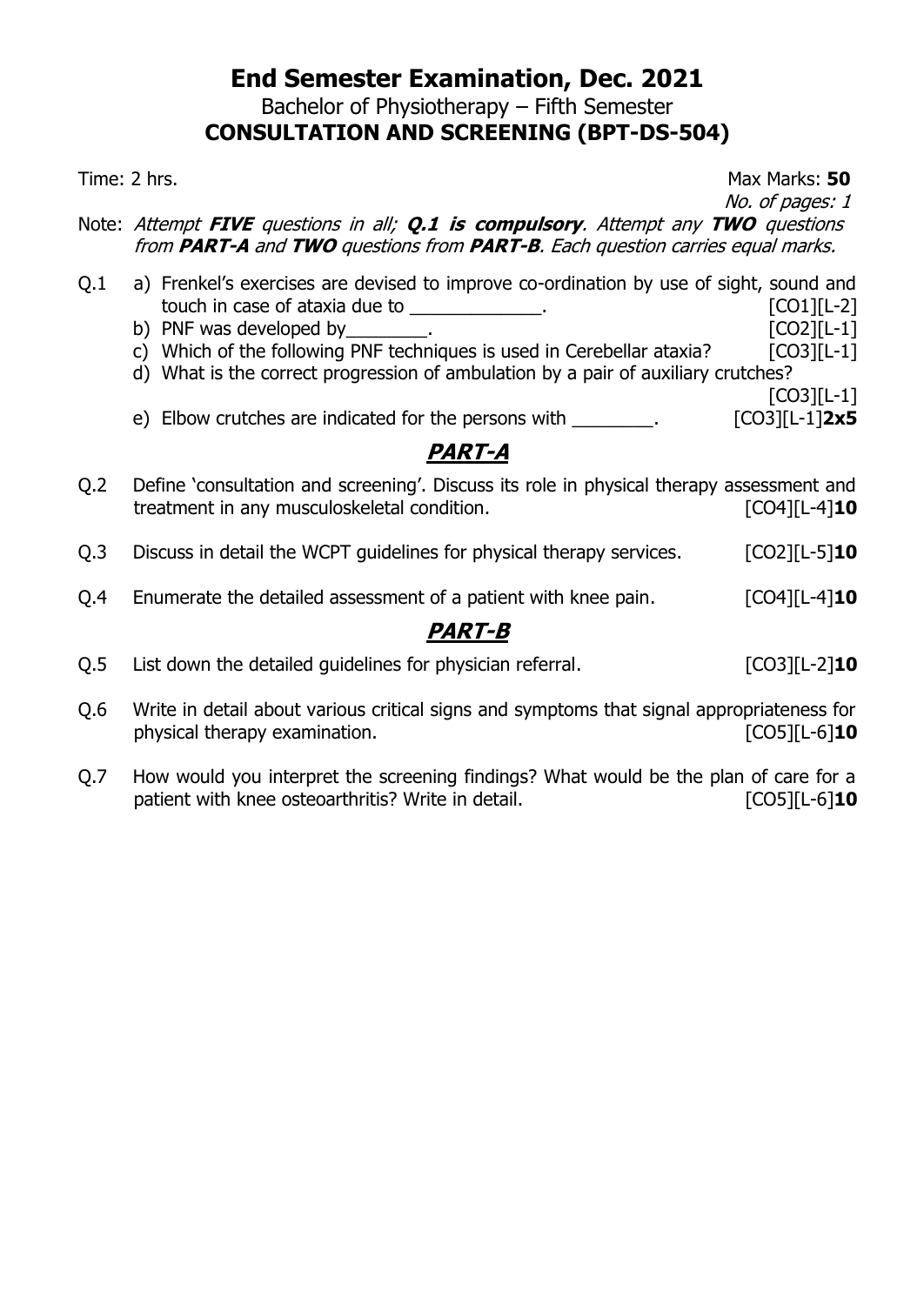# End Semester Examination, Dec. 2021

Bachelor of Physiotherapy – Fifth Semester

**CONSULTATION AND SCREENING (BPT-DS-504)**

Time: 2 hrs. Max Marks: **50**

*No. of pages: 1*

Note: *Attempt **FIVE** questions in all; **Q.1 is compulsory**. Attempt any **TWO** questions from **PART-A** and **TWO** questions from **PART-B**. Each question carries equal marks.*

Q.1
- a) Frenkel's exercises are devised to improve co-ordination by use of sight, sound and touch in case of ataxia due to _____________. [CO1][L-2]
- b) PNF was developed by________. [CO2][L-1]
- c) Which of the following PNF techniques is used in Cerebellar ataxia? [CO3][L-1]
- d) What is the correct progression of ambulation by a pair of auxiliary crutches? [CO3][L-1]
- e) Elbow crutches are indicated for the persons with ________. [CO3][L-1]**2x5**

## *PART-A*

Q.2 Define 'consultation and screening'. Discuss its role in physical therapy assessment and treatment in any musculoskeletal condition. [CO4][L-4]**10**

Q.3 Discuss in detail the WCPT guidelines for physical therapy services. [CO2][L-5]**10**

Q.4 Enumerate the detailed assessment of a patient with knee pain. [CO4][L-4]**10**

## *PART-B*

Q.5 List down the detailed guidelines for physician referral. [CO3][L-2]**10**

Q.6 Write in detail about various critical signs and symptoms that signal appropriateness for physical therapy examination. [CO5][L-6]**10**

Q.7 How would you interpret the screening findings? What would be the plan of care for a patient with knee osteoarthritis? Write in detail. [CO5][L-6]**10**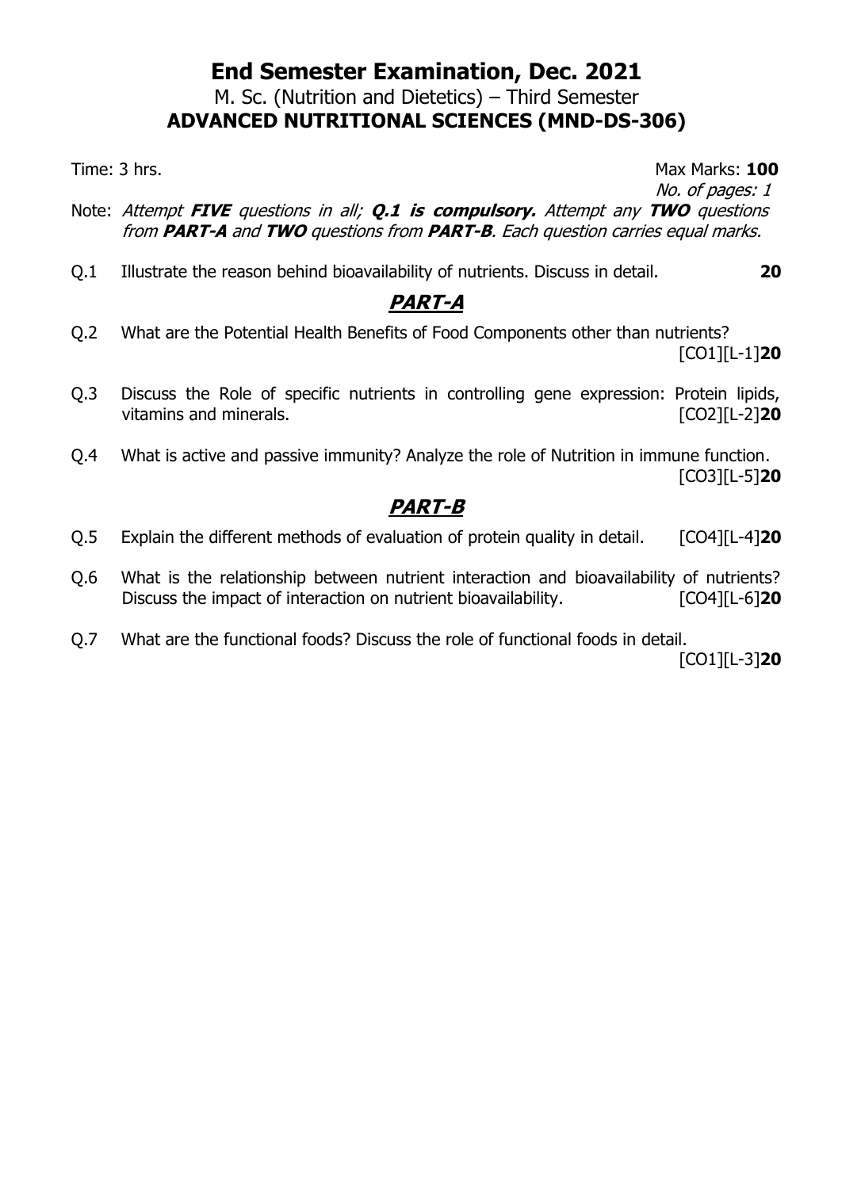# End Semester Examination, Dec. 2021

M. Sc. (Nutrition and Dietetics) – Third Semester

**ADVANCED NUTRITIONAL SCIENCES (MND-DS-306)**

Time: 3 hrs. Max Marks: **100**

*No. of pages: 1*

Note: *Attempt **FIVE** questions in all; **Q.1 is compulsory.** Attempt any **TWO** questions from **PART-A** and **TWO** questions from **PART-B**. Each question carries equal marks.*

Q.1 Illustrate the reason behind bioavailability of nutrients. Discuss in detail. **20**

## *PART-A*

Q.2 What are the Potential Health Benefits of Food Components other than nutrients? [CO1][L-1]**20**

Q.3 Discuss the Role of specific nutrients in controlling gene expression: Protein lipids, vitamins and minerals. [CO2][L-2]**20**

Q.4 What is active and passive immunity? Analyze the role of Nutrition in immune function. [CO3][L-5]**20**

## *PART-B*

Q.5 Explain the different methods of evaluation of protein quality in detail. [CO4][L-4]**20**

Q.6 What is the relationship between nutrient interaction and bioavailability of nutrients? Discuss the impact of interaction on nutrient bioavailability. [CO4][L-6]**20**

Q.7 What are the functional foods? Discuss the role of functional foods in detail. [CO1][L-3]**20**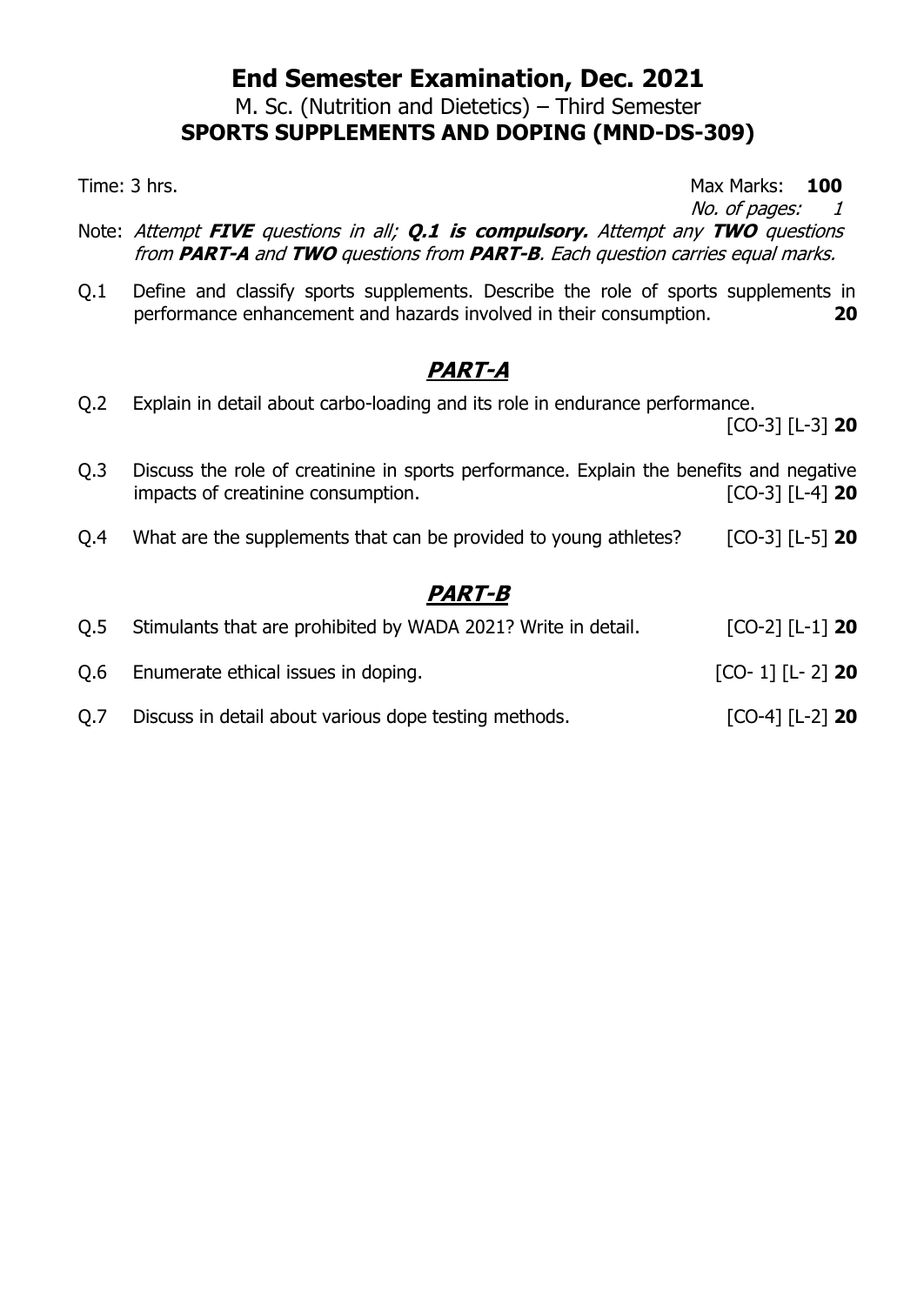# End Semester Examination, Dec. 2021

## M. Sc. (Nutrition and Dietetics) – Third Semester

## SPORTS SUPPLEMENTS AND DOPING (MND-DS-309)

Time: 3 hrs. Max Marks: **100**

*No. of pages: 1*

Note: *Attempt **FIVE** questions in all; **Q.1 is compulsory.** Attempt any **TWO** questions from **PART-A** and **TWO** questions from **PART-B**. Each question carries equal marks.*

Q.1 Define and classify sports supplements. Describe the role of sports supplements in performance enhancement and hazards involved in their consumption. **20**

## *PART-A*

Q.2 Explain in detail about carbo-loading and its role in endurance performance. [CO-3] [L-3] **20**

Q.3 Discuss the role of creatinine in sports performance. Explain the benefits and negative impacts of creatinine consumption. [CO-3] [L-4] **20**

Q.4 What are the supplements that can be provided to young athletes? [CO-3] [L-5] **20**

## *PART-B*

Q.5 Stimulants that are prohibited by WADA 2021? Write in detail. [CO-2] [L-1] **20**

Q.6 Enumerate ethical issues in doping. [CO- 1] [L- 2] **20**

Q.7 Discuss in detail about various dope testing methods. [CO-4] [L-2] **20**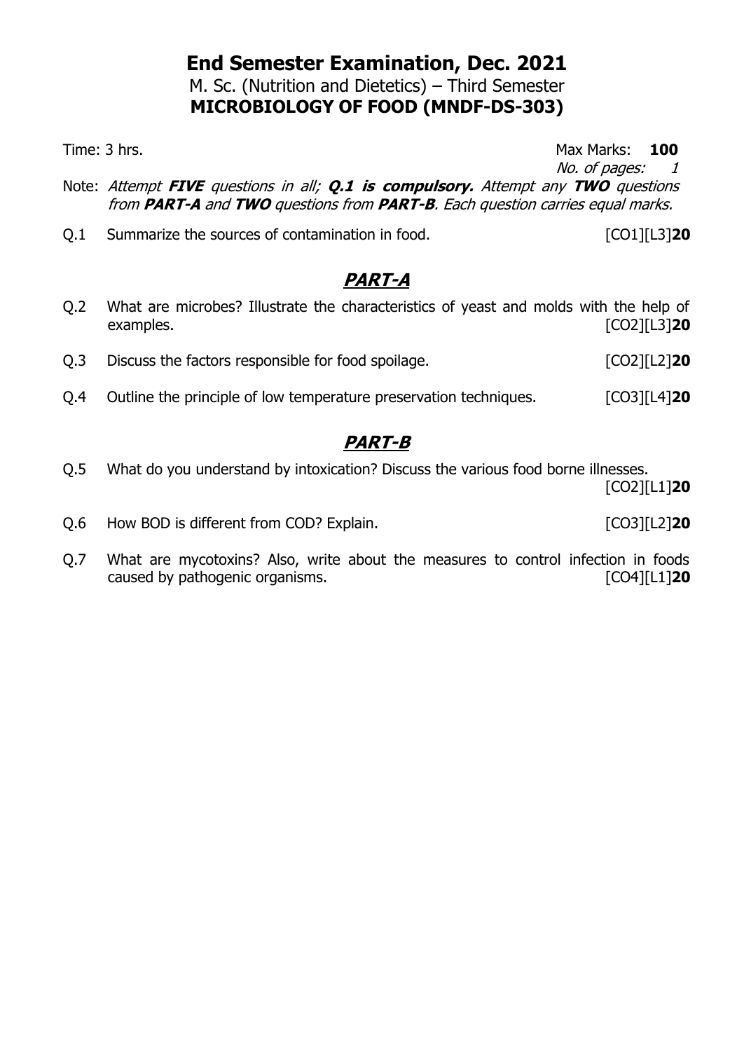# End Semester Examination, Dec. 2021

M. Sc. (Nutrition and Dietetics) – Third Semester

**MICROBIOLOGY OF FOOD (MNDF-DS-303)**

Time: 3 hrs. Max Marks: **100**

*No. of pages: 1*

Note: *Attempt **FIVE** questions in all; **Q.1 is compulsory.** Attempt any **TWO** questions from **PART-A** and **TWO** questions from **PART-B**. Each question carries equal marks.*

Q.1 Summarize the sources of contamination in food. [CO1][L3]**20**

## ***PART-A***

Q.2 What are microbes? Illustrate the characteristics of yeast and molds with the help of examples. [CO2][L3]**20**

Q.3 Discuss the factors responsible for food spoilage. [CO2][L2]**20**

Q.4 Outline the principle of low temperature preservation techniques. [CO3][L4]**20**

## ***PART-B***

Q.5 What do you understand by intoxication? Discuss the various food borne illnesses. [CO2][L1]**20**

Q.6 How BOD is different from COD? Explain. [CO3][L2]**20**

Q.7 What are mycotoxins? Also, write about the measures to control infection in foods caused by pathogenic organisms. [CO4][L1]**20**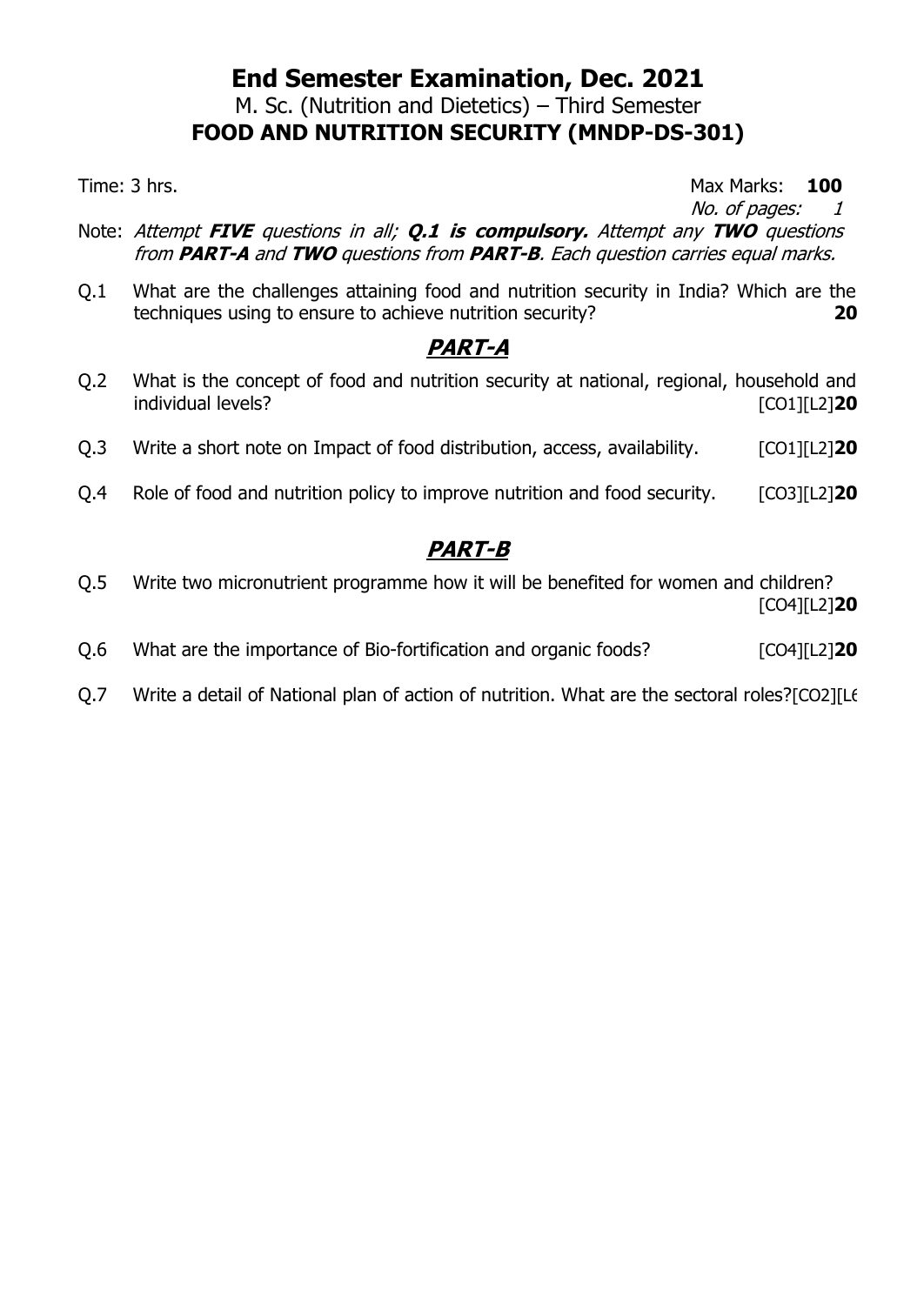# End Semester Examination, Dec. 2021

M. Sc. (Nutrition and Dietetics) – Third Semester

**FOOD AND NUTRITION SECURITY (MNDP-DS-301)**

Time: 3 hrs. Max Marks: **100**

*No. of pages: 1*

Note: *Attempt **FIVE** questions in all; **Q.1 is compulsory.** Attempt any **TWO** questions from **PART-A** and **TWO** questions from **PART-B**. Each question carries equal marks.*

Q.1 What are the challenges attaining food and nutrition security in India? Which are the techniques using to ensure to achieve nutrition security? **20**

## PART-A

Q.2 What is the concept of food and nutrition security at national, regional, household and individual levels? [CO1][L2]**20**

Q.3 Write a short note on Impact of food distribution, access, availability. [CO1][L2]**20**

Q.4 Role of food and nutrition policy to improve nutrition and food security. [CO3][L2]**20**

## PART-B

Q.5 Write two micronutrient programme how it will be benefited for women and children? [CO4][L2]**20**

Q.6 What are the importance of Bio-fortification and organic foods? [CO4][L2]**20**

Q.7 Write a detail of National plan of action of nutrition. What are the sectoral roles?[CO2][L6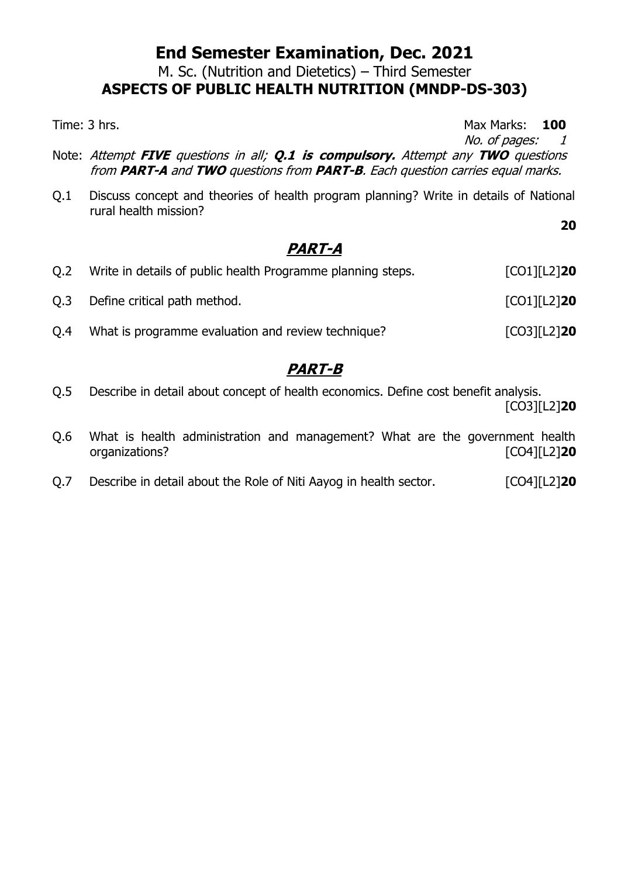# End Semester Examination, Dec. 2021

M. Sc. (Nutrition and Dietetics) – Third Semester

**ASPECTS OF PUBLIC HEALTH NUTRITION (MNDP-DS-303)**

Time: 3 hrs. Max Marks: **100**

*No. of pages: 1*

Note: *Attempt **FIVE** questions in all; **Q.1 is compulsory.** Attempt any **TWO** questions from **PART-A** and **TWO** questions from **PART-B**. Each question carries equal marks.*

Q.1 Discuss concept and theories of health program planning? Write in details of National rural health mission? **20**

## *PART-A*

Q.2 Write in details of public health Programme planning steps. [CO1][L2]**20**

Q.3 Define critical path method. [CO1][L2]**20**

Q.4 What is programme evaluation and review technique? [CO3][L2]**20**

## *PART-B*

Q.5 Describe in detail about concept of health economics. Define cost benefit analysis. [CO3][L2]**20**

Q.6 What is health administration and management? What are the government health organizations? [CO4][L2]**20**

Q.7 Describe in detail about the Role of Niti Aayog in health sector. [CO4][L2]**20**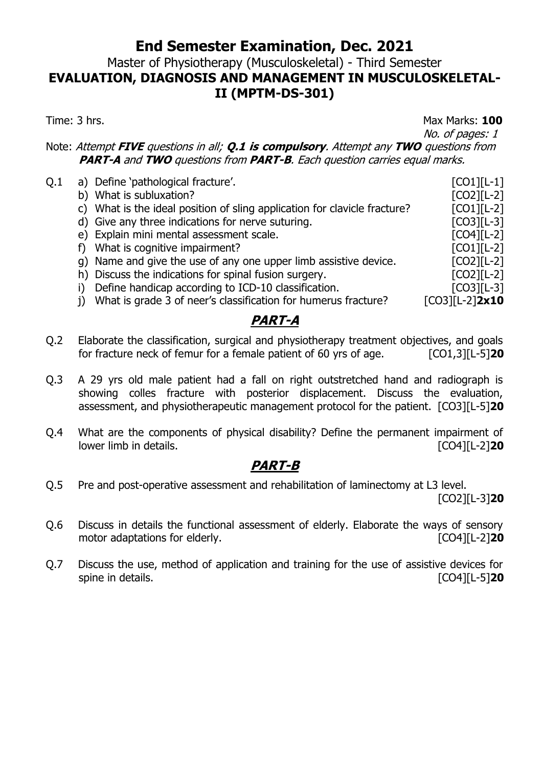# End Semester Examination, Dec. 2021

## Master of Physiotherapy (Musculoskeletal) - Third Semester

## EVALUATION, DIAGNOSIS AND MANAGEMENT IN MUSCULOSKELETAL-II (MPTM-DS-301)

Time: 3 hrs. Max Marks: **100**

*No. of pages: 1*

Note: *Attempt **FIVE** questions in all; **Q.1 is compulsory**. Attempt any **TWO** questions from **PART-A** and **TWO** questions from **PART-B**. Each question carries equal marks.*

Q.1
- a) Define 'pathological fracture'. [CO1][L-1]
- b) What is subluxation? [CO2][L-2]
- c) What is the ideal position of sling application for clavicle fracture? [CO1][L-2]
- d) Give any three indications for nerve suturing. [CO3][L-3]
- e) Explain mini mental assessment scale. [CO4][L-2]
- f) What is cognitive impairment? [CO1][L-2]
- g) Name and give the use of any one upper limb assistive device. [CO2][L-2]
- h) Discuss the indications for spinal fusion surgery. [CO2][L-2]
- i) Define handicap according to ICD-10 classification. [CO3][L-3]
- j) What is grade 3 of neer's classification for humerus fracture? [CO3][L-2]**2x10**

## *PART-A*

Q.2 Elaborate the classification, surgical and physiotherapy treatment objectives, and goals for fracture neck of femur for a female patient of 60 yrs of age. [CO1,3][L-5]**20**

Q.3 A 29 yrs old male patient had a fall on right outstretched hand and radiograph is showing colles fracture with posterior displacement. Discuss the evaluation, assessment, and physiotherapeutic management protocol for the patient. [CO3][L-5]**20**

Q.4 What are the components of physical disability? Define the permanent impairment of lower limb in details. [CO4][L-2]**20**

## *PART-B*

Q.5 Pre and post-operative assessment and rehabilitation of laminectomy at L3 level. [CO2][L-3]**20**

Q.6 Discuss in details the functional assessment of elderly. Elaborate the ways of sensory motor adaptations for elderly. [CO4][L-2]**20**

Q.7 Discuss the use, method of application and training for the use of assistive devices for spine in details. [CO4][L-5]**20**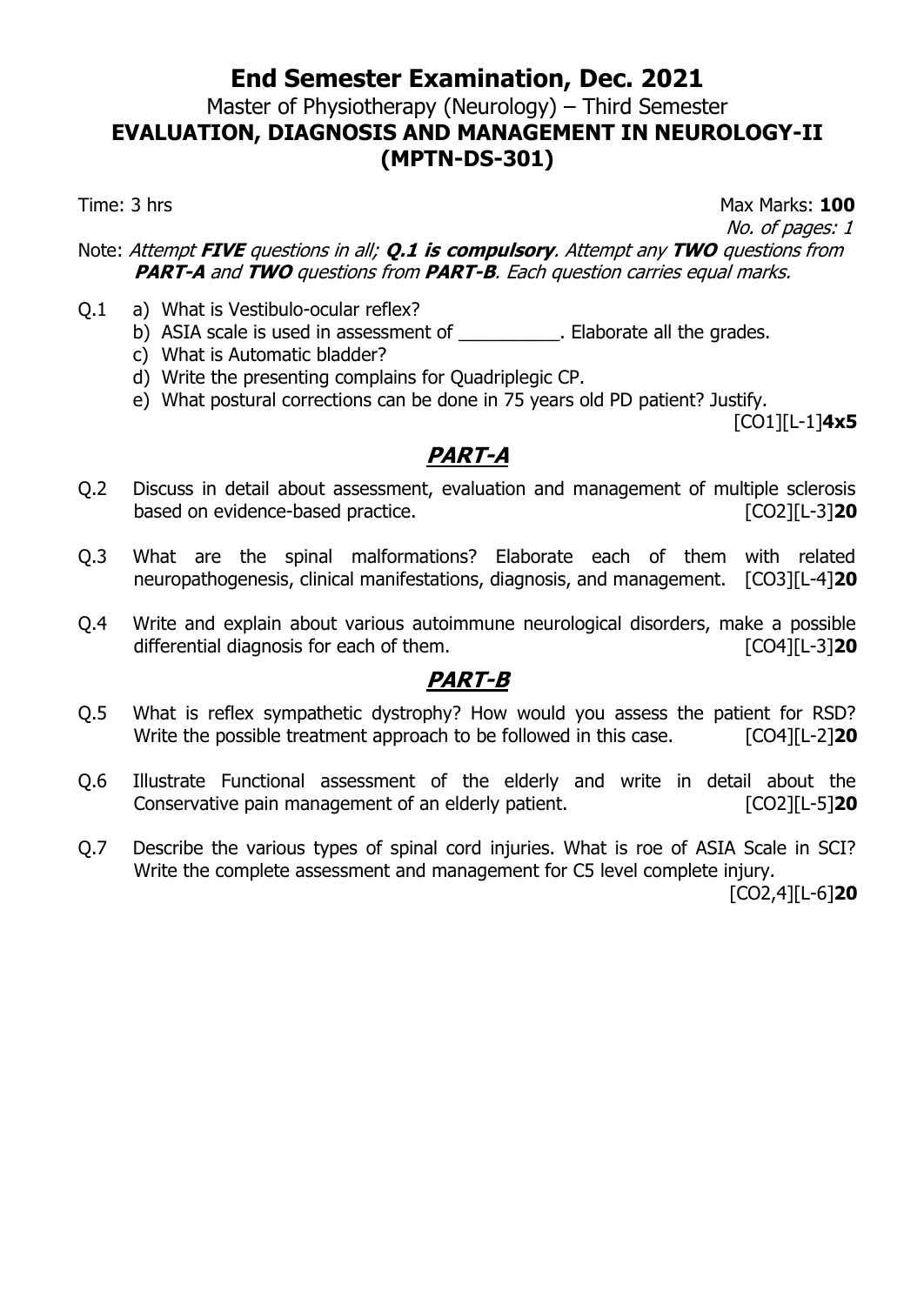# End Semester Examination, Dec. 2021

Master of Physiotherapy (Neurology) – Third Semester

**EVALUATION, DIAGNOSIS AND MANAGEMENT IN NEUROLOGY-II (MPTN-DS-301)**

Time: 3 hrs | Max Marks: **100**

*No. of pages: 1*

Note: *Attempt **FIVE** questions in all; **Q.1 is compulsory**. Attempt any **TWO** questions from **PART-A** and **TWO** questions from **PART-B**. Each question carries equal marks.*

Q.1
- a) What is Vestibulo-ocular reflex?
- b) ASIA scale is used in assessment of __________. Elaborate all the grades.
- c) What is Automatic bladder?
- d) Write the presenting complains for Quadriplegic CP.
- e) What postural corrections can be done in 75 years old PD patient? Justify.

[CO1][L-1]**4x5**

## *PART-A*

Q.2 Discuss in detail about assessment, evaluation and management of multiple sclerosis based on evidence-based practice. [CO2][L-3]**20**

Q.3 What are the spinal malformations? Elaborate each of them with related neuropathogenesis, clinical manifestations, diagnosis, and management. [CO3][L-4]**20**

Q.4 Write and explain about various autoimmune neurological disorders, make a possible differential diagnosis for each of them. [CO4][L-3]**20**

## *PART-B*

Q.5 What is reflex sympathetic dystrophy? How would you assess the patient for RSD? Write the possible treatment approach to be followed in this case. [CO4][L-2]**20**

Q.6 Illustrate Functional assessment of the elderly and write in detail about the Conservative pain management of an elderly patient. [CO2][L-5]**20**

Q.7 Describe the various types of spinal cord injuries. What is roe of ASIA Scale in SCI? Write the complete assessment and management for C5 level complete injury. [CO2,4][L-6]**20**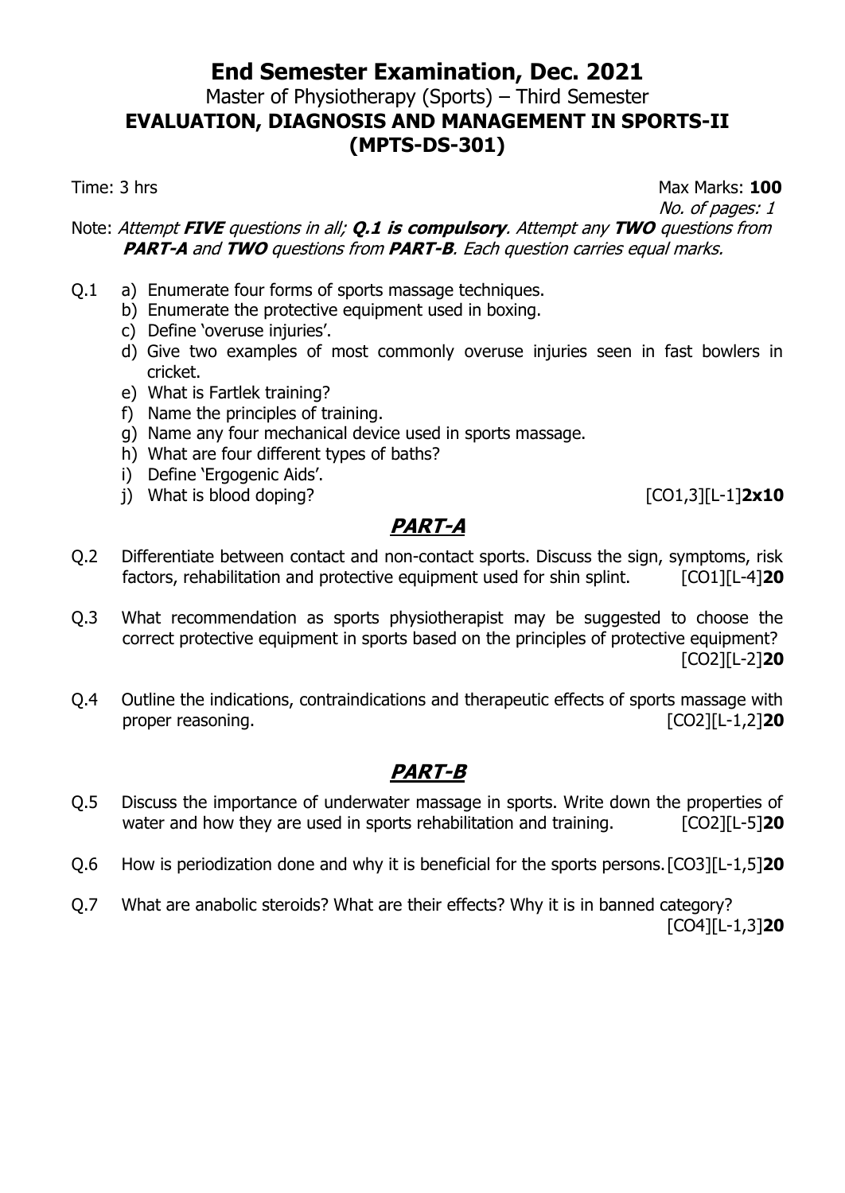# End Semester Examination, Dec. 2021

Master of Physiotherapy (Sports) – Third Semester

**EVALUATION, DIAGNOSIS AND MANAGEMENT IN SPORTS-II (MPTS-DS-301)**

Time: 3 hrs | Max Marks: **100**

*No. of pages: 1*

Note: *Attempt **FIVE** questions in all; **Q.1 is compulsory**. Attempt any **TWO** questions from **PART-A** and **TWO** questions from **PART-B**. Each question carries equal marks.*

Q.1
- a) Enumerate four forms of sports massage techniques.
- b) Enumerate the protective equipment used in boxing.
- c) Define 'overuse injuries'.
- d) Give two examples of most commonly overuse injuries seen in fast bowlers in cricket.
- e) What is Fartlek training?
- f) Name the principles of training.
- g) Name any four mechanical device used in sports massage.
- h) What are four different types of baths?
- i) Define 'Ergogenic Aids'.
- j) What is blood doping? [CO1,3][L-1]**2x10**

## *PART-A*

Q.2 Differentiate between contact and non-contact sports. Discuss the sign, symptoms, risk factors, rehabilitation and protective equipment used for shin splint. [CO1][L-4]**20**

Q.3 What recommendation as sports physiotherapist may be suggested to choose the correct protective equipment in sports based on the principles of protective equipment? [CO2][L-2]**20**

Q.4 Outline the indications, contraindications and therapeutic effects of sports massage with proper reasoning. [CO2][L-1,2]**20**

## *PART-B*

Q.5 Discuss the importance of underwater massage in sports. Write down the properties of water and how they are used in sports rehabilitation and training. [CO2][L-5]**20**

Q.6 How is periodization done and why it is beneficial for the sports persons. [CO3][L-1,5]**20**

Q.7 What are anabolic steroids? What are their effects? Why it is in banned category? [CO4][L-1,3]**20**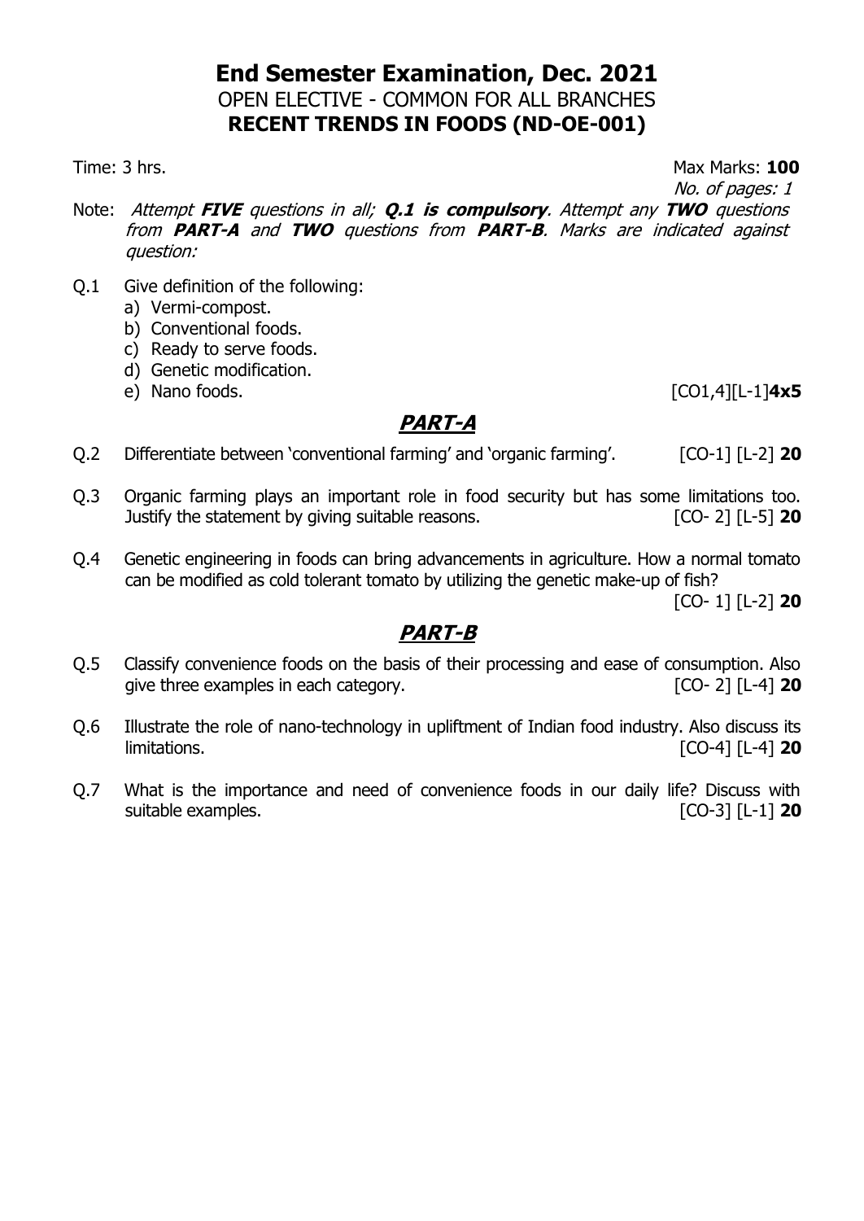# End Semester Examination, Dec. 2021

## OPEN ELECTIVE - COMMON FOR ALL BRANCHES

## RECENT TRENDS IN FOODS (ND-OE-001)

Time: 3 hrs. Max Marks: **100**

*No. of pages: 1*

Note: *Attempt **FIVE** questions in all; **Q.1 is compulsory**. Attempt any **TWO** questions from **PART-A** and **TWO** questions from **PART-B**. Marks are indicated against question:*

Q.1 Give definition of the following:
   a) Vermi-compost.
   b) Conventional foods.
   c) Ready to serve foods.
   d) Genetic modification.
   e) Nano foods. [CO1,4][L-1]**4x5**

## ***PART-A***

Q.2 Differentiate between 'conventional farming' and 'organic farming'. [CO-1] [L-2] **20**

Q.3 Organic farming plays an important role in food security but has some limitations too. Justify the statement by giving suitable reasons. [CO- 2] [L-5] **20**

Q.4 Genetic engineering in foods can bring advancements in agriculture. How a normal tomato can be modified as cold tolerant tomato by utilizing the genetic make-up of fish? [CO- 1] [L-2] **20**

## ***PART-B***

Q.5 Classify convenience foods on the basis of their processing and ease of consumption. Also give three examples in each category. [CO- 2] [L-4] **20**

Q.6 Illustrate the role of nano-technology in upliftment of Indian food industry. Also discuss its limitations. [CO-4] [L-4] **20**

Q.7 What is the importance and need of convenience foods in our daily life? Discuss with suitable examples. [CO-3] [L-1] **20**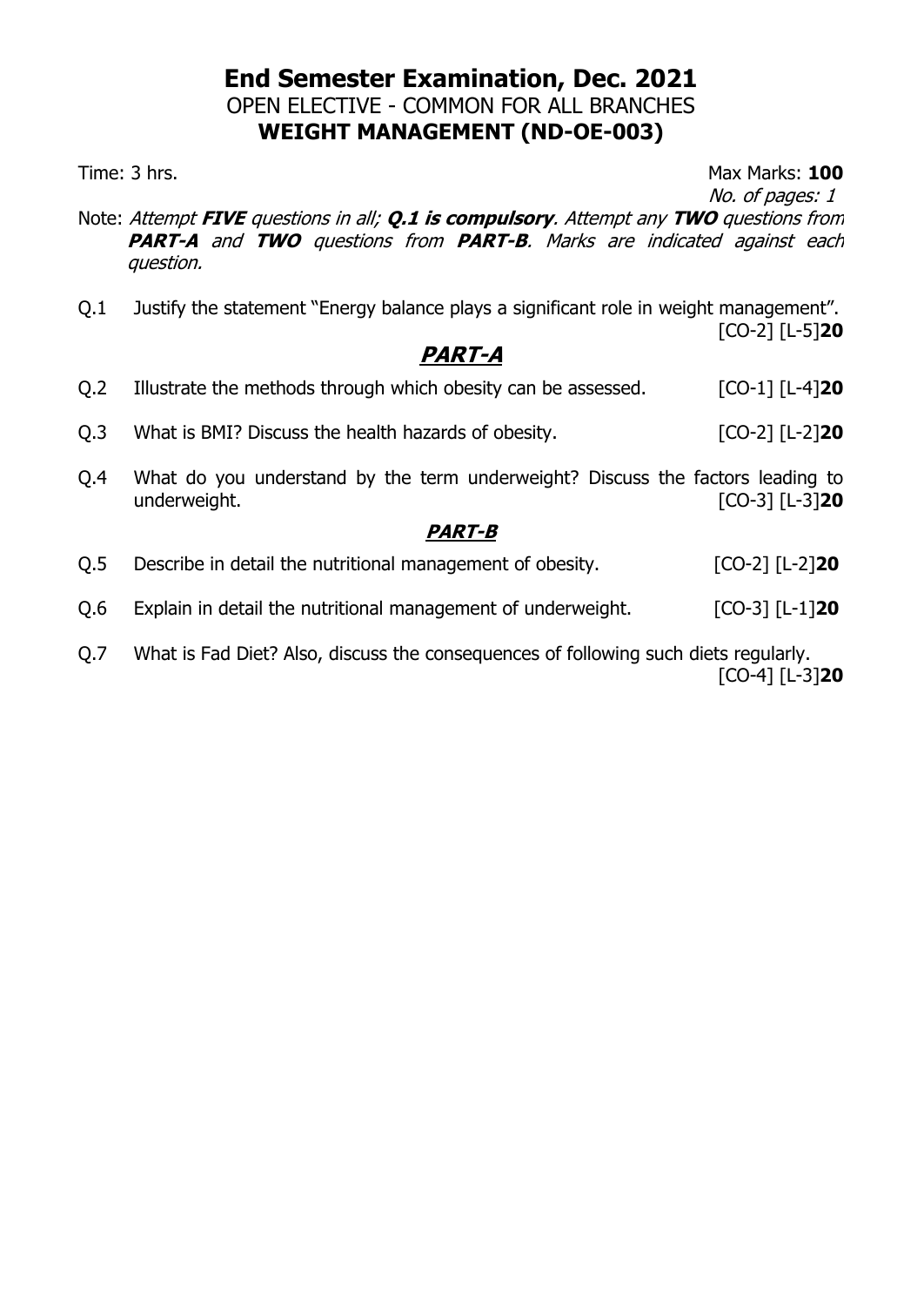# End Semester Examination, Dec. 2021

OPEN ELECTIVE - COMMON FOR ALL BRANCHES

**WEIGHT MANAGEMENT (ND-OE-003)**

Time: 3 hrs. Max Marks: **100**

*No. of pages: 1*

Note: *Attempt **FIVE** questions in all; **Q.1 is compulsory**. Attempt any **TWO** questions from **PART-A** and **TWO** questions from **PART-B**. Marks are indicated against each question.*

Q.1 Justify the statement "Energy balance plays a significant role in weight management". [CO-2] [L-5]**20**

## ***PART-A***

Q.2 Illustrate the methods through which obesity can be assessed. [CO-1] [L-4]**20**

Q.3 What is BMI? Discuss the health hazards of obesity. [CO-2] [L-2]**20**

Q.4 What do you understand by the term underweight? Discuss the factors leading to underweight. [CO-3] [L-3]**20**

## ***PART-B***

Q.5 Describe in detail the nutritional management of obesity. [CO-2] [L-2]**20**

Q.6 Explain in detail the nutritional management of underweight. [CO-3] [L-1]**20**

Q.7 What is Fad Diet? Also, discuss the consequences of following such diets regularly. [CO-4] [L-3]**20**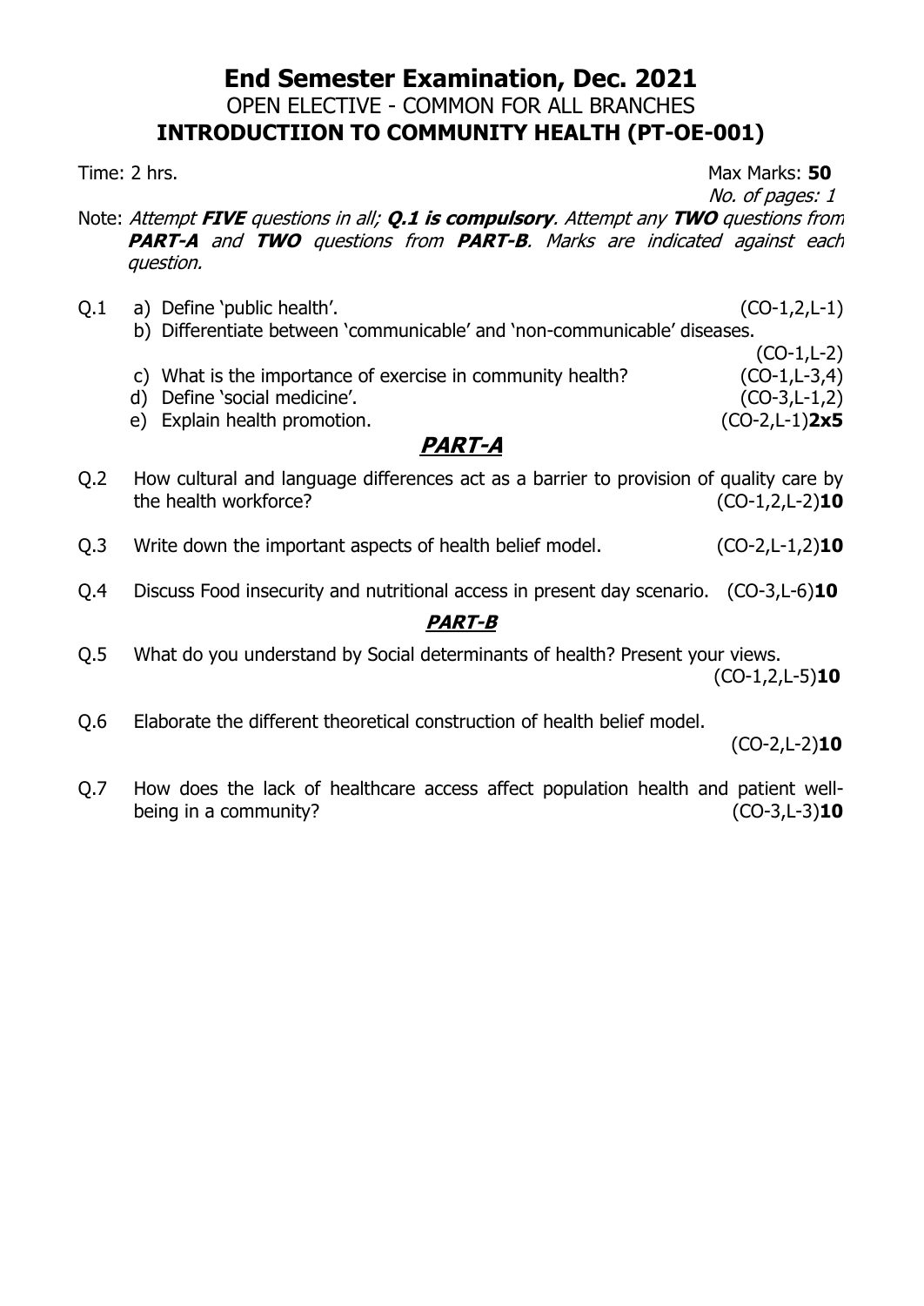# End Semester Examination, Dec. 2021

## OPEN ELECTIVE - COMMON FOR ALL BRANCHES

## INTRODUCTIION TO COMMUNITY HEALTH (PT-OE-001)

Time: 2 hrs. Max Marks: **50**

*No. of pages: 1*

Note: *Attempt **FIVE** questions in all; **Q.1 is compulsory**. Attempt any **TWO** questions from **PART-A** and **TWO** questions from **PART-B**. Marks are indicated against each question.*

Q.1
a) Define 'public health'. (CO-1,2,L-1)
b) Differentiate between 'communicable' and 'non-communicable' diseases. (CO-1,L-2)
c) What is the importance of exercise in community health? (CO-1,L-3,4)
d) Define 'social medicine'. (CO-3,L-1,2)
e) Explain health promotion. (CO-2,L-1)**2x5**

## *PART-A*

Q.2 How cultural and language differences act as a barrier to provision of quality care by the health workforce? (CO-1,2,L-2)**10**

Q.3 Write down the important aspects of health belief model. (CO-2,L-1,2)**10**

Q.4 Discuss Food insecurity and nutritional access in present day scenario. (CO-3,L-6)**10**

## *PART-B*

Q.5 What do you understand by Social determinants of health? Present your views. (CO-1,2,L-5)**10**

Q.6 Elaborate the different theoretical construction of health belief model. (CO-2,L-2)**10**

Q.7 How does the lack of healthcare access affect population health and patient well-being in a community? (CO-3,L-3)**10**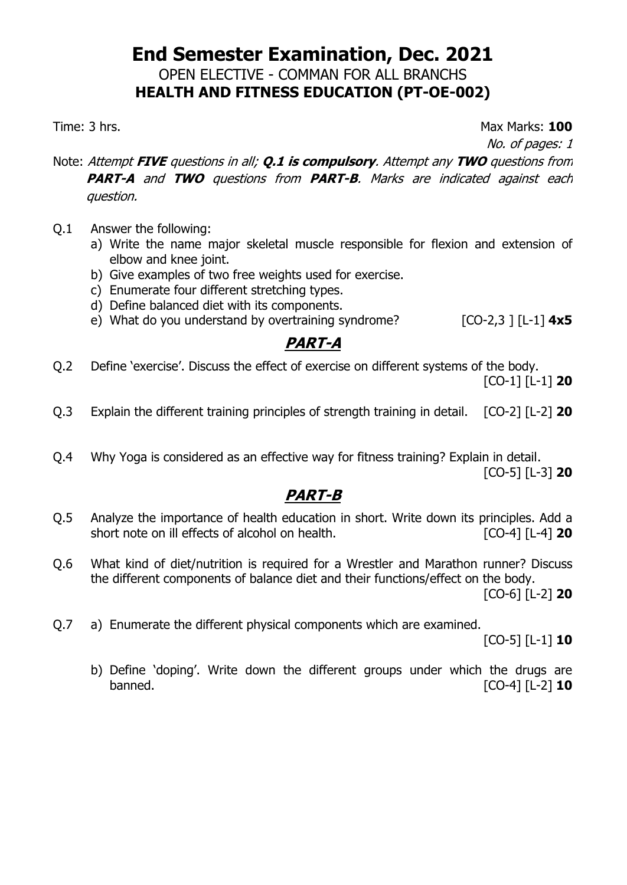# End Semester Examination, Dec. 2021

## OPEN ELECTIVE - COMMAN FOR ALL BRANCHS

## HEALTH AND FITNESS EDUCATION (PT-OE-002)

Time: 3 hrs. Max Marks: **100**

*No. of pages: 1*

Note: *Attempt **FIVE** questions in all; **Q.1 is compulsory**. Attempt any **TWO** questions from **PART-A** and **TWO** questions from **PART-B**. Marks are indicated against each question.*

Q.1 Answer the following:

a) Write the name major skeletal muscle responsible for flexion and extension of elbow and knee joint.

b) Give examples of two free weights used for exercise.

c) Enumerate four different stretching types.

d) Define balanced diet with its components.

e) What do you understand by overtraining syndrome? [CO-2,3 ] [L-1] **4x5**

## PART-A

Q.2 Define 'exercise'. Discuss the effect of exercise on different systems of the body. [CO-1] [L-1] **20**

Q.3 Explain the different training principles of strength training in detail. [CO-2] [L-2] **20**

Q.4 Why Yoga is considered as an effective way for fitness training? Explain in detail. [CO-5] [L-3] **20**

## PART-B

Q.5 Analyze the importance of health education in short. Write down its principles. Add a short note on ill effects of alcohol on health. [CO-4] [L-4] **20**

Q.6 What kind of diet/nutrition is required for a Wrestler and Marathon runner? Discuss the different components of balance diet and their functions/effect on the body. [CO-6] [L-2] **20**

Q.7 a) Enumerate the different physical components which are examined. [CO-5] [L-1] **10**

b) Define 'doping'. Write down the different groups under which the drugs are banned. [CO-4] [L-2] **10**